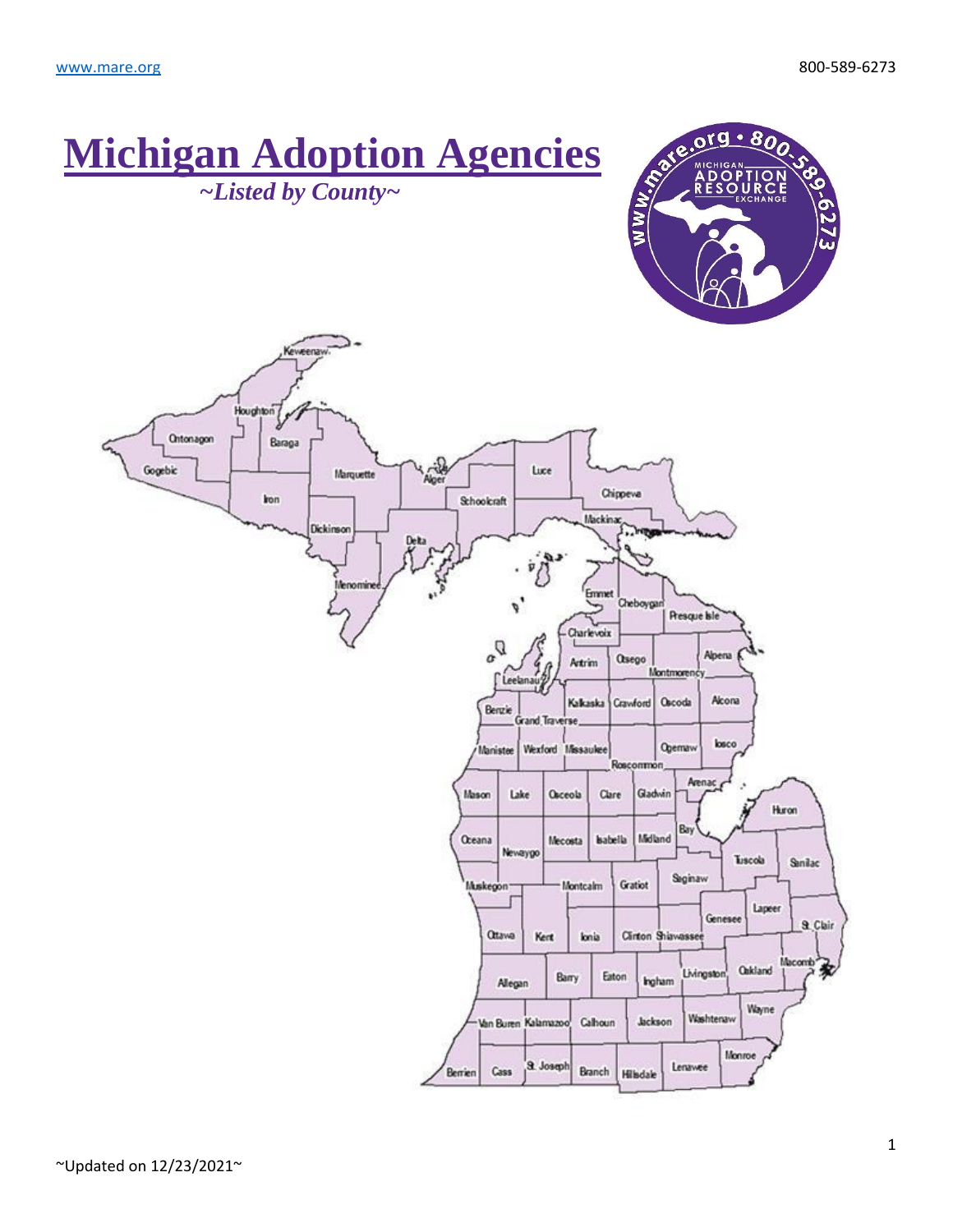# Michigan Adoption Agencies

*~Listed by County~*

~Updated on 12/23/2021~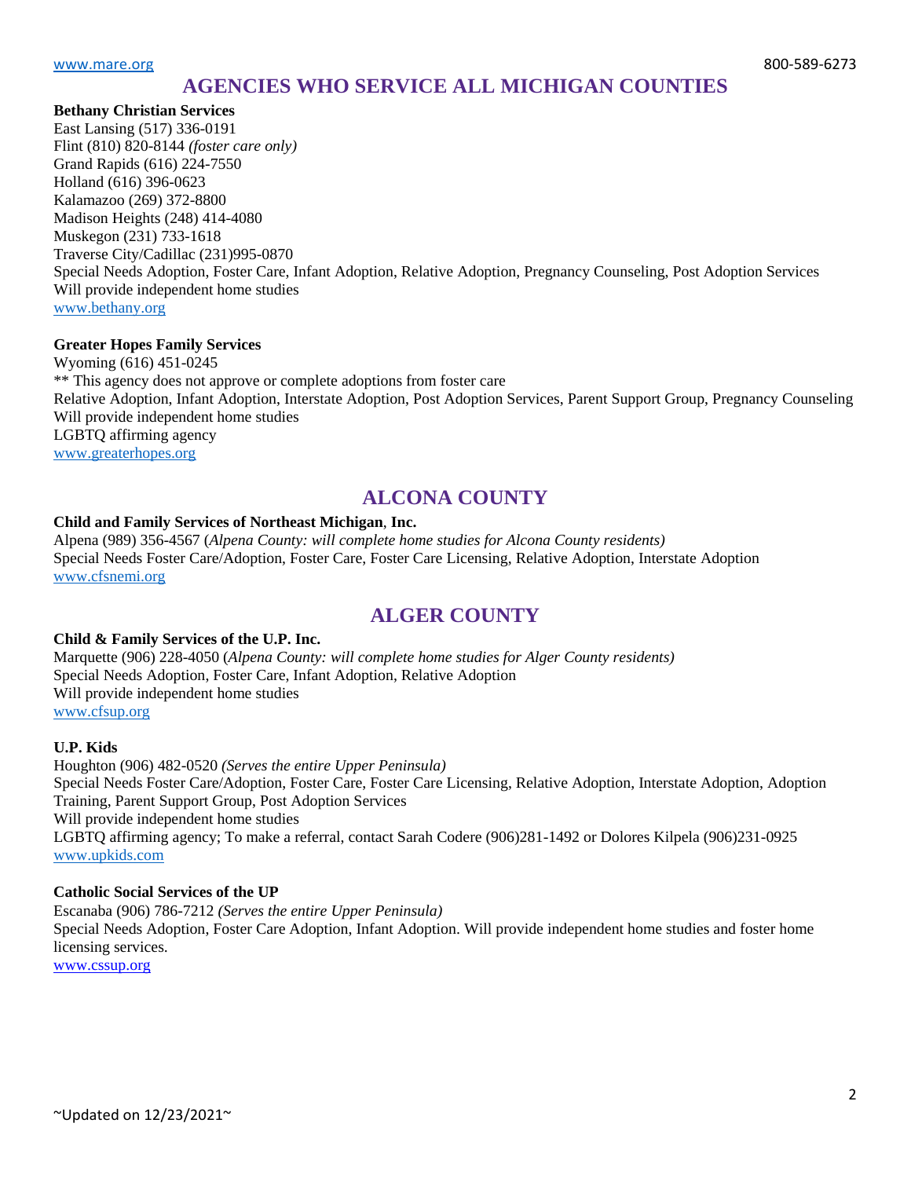## AGENCIES WHO SERVICE ALL MICHIGAN COUNTIES

**Bethany Christian Services**
East Lansing (517) 336-0191
Flint (810) 820-8144 *(foster care only)*
Grand Rapids (616) 224-7550
Holland (616) 396-0623
Kalamazoo (269) 372-8800
Madison Heights (248) 414-4080
Muskegon (231) 733-1618
Traverse City/Cadillac (231)995-0870
Special Needs Adoption, Foster Care, Infant Adoption, Relative Adoption, Pregnancy Counseling, Post Adoption Services
Will provide independent home studies
www.bethany.org

**Greater Hopes Family Services**
Wyoming (616) 451-0245
** This agency does not approve or complete adoptions from foster care
Relative Adoption, Infant Adoption, Interstate Adoption, Post Adoption Services, Parent Support Group, Pregnancy Counseling
Will provide independent home studies
LGBTQ affirming agency
www.greaterhopes.org

## ALCONA COUNTY

**Child and Family Services of Northeast Michigan**, **Inc.**
Alpena (989) 356-4567 (*Alpena County: will complete home studies for Alcona County residents)*
Special Needs Foster Care/Adoption, Foster Care, Foster Care Licensing, Relative Adoption, Interstate Adoption
www.cfsnemi.org

## ALGER COUNTY

**Child & Family Services of the U.P. Inc.**
Marquette (906) 228-4050 (*Alpena County: will complete home studies for Alger County residents)*
Special Needs Adoption, Foster Care, Infant Adoption, Relative Adoption
Will provide independent home studies
www.cfsup.org

**U.P. Kids**
Houghton (906) 482-0520 *(Serves the entire Upper Peninsula)*
Special Needs Foster Care/Adoption, Foster Care, Foster Care Licensing, Relative Adoption, Interstate Adoption, Adoption Training, Parent Support Group, Post Adoption Services
Will provide independent home studies
LGBTQ affirming agency; To make a referral, contact Sarah Codere (906)281-1492 or Dolores Kilpela (906)231-0925
www.upkids.com

**Catholic Social Services of the UP**
Escanaba (906) 786-7212 *(Serves the entire Upper Peninsula)*
Special Needs Adoption, Foster Care Adoption, Infant Adoption. Will provide independent home studies and foster home licensing services.
www.cssup.org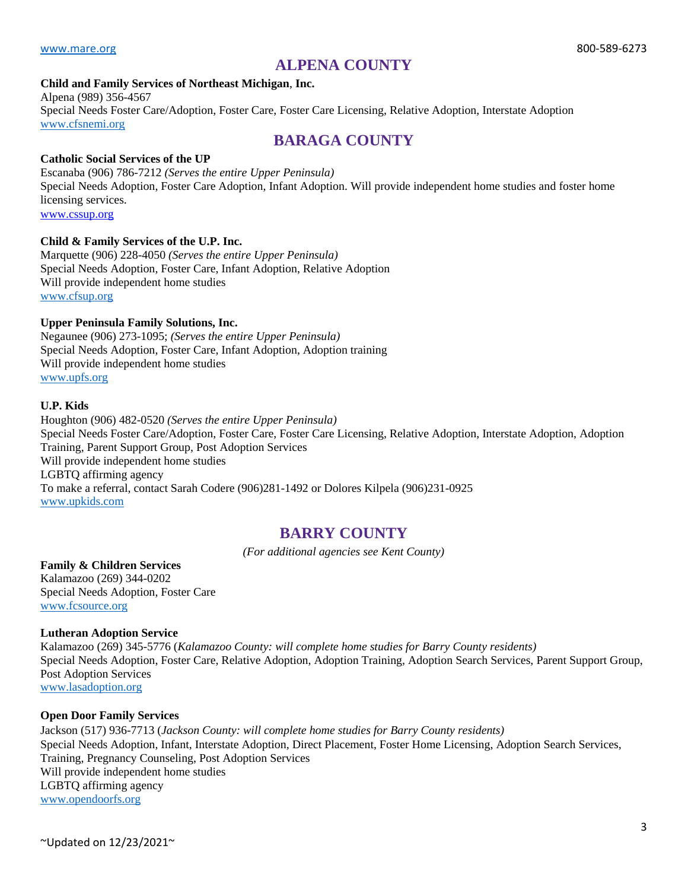## ALPENA COUNTY

**Child and Family Services of Northeast Michigan, Inc.**
Alpena (989) 356-4567
Special Needs Foster Care/Adoption, Foster Care, Foster Care Licensing, Relative Adoption, Interstate Adoption
www.cfsnemi.org

## BARAGA COUNTY

**Catholic Social Services of the UP**
Escanaba (906) 786-7212 *(Serves the entire Upper Peninsula)*
Special Needs Adoption, Foster Care Adoption, Infant Adoption. Will provide independent home studies and foster home licensing services.
www.cssup.org

**Child & Family Services of the U.P. Inc.**
Marquette (906) 228-4050 *(Serves the entire Upper Peninsula)*
Special Needs Adoption, Foster Care, Infant Adoption, Relative Adoption
Will provide independent home studies
www.cfsup.org

**Upper Peninsula Family Solutions, Inc.**
Negaunee (906) 273-1095; *(Serves the entire Upper Peninsula)*
Special Needs Adoption, Foster Care, Infant Adoption, Adoption training
Will provide independent home studies
www.upfs.org

**U.P. Kids**
Houghton (906) 482-0520 *(Serves the entire Upper Peninsula)*
Special Needs Foster Care/Adoption, Foster Care, Foster Care Licensing, Relative Adoption, Interstate Adoption, Adoption Training, Parent Support Group, Post Adoption Services
Will provide independent home studies
LGBTQ affirming agency
To make a referral, contact Sarah Codere (906)281-1492 or Dolores Kilpela (906)231-0925
www.upkids.com

## BARRY COUNTY

*(For additional agencies see Kent County)*

**Family & Children Services**
Kalamazoo (269) 344-0202
Special Needs Adoption, Foster Care
www.fcsource.org

**Lutheran Adoption Service**
Kalamazoo (269) 345-5776 (*Kalamazoo County: will complete home studies for Barry County residents)*
Special Needs Adoption, Foster Care, Relative Adoption, Adoption Training, Adoption Search Services, Parent Support Group, Post Adoption Services
www.lasadoption.org

**Open Door Family Services**
Jackson (517) 936-7713 (*Jackson County: will complete home studies for Barry County residents)*
Special Needs Adoption, Infant, Interstate Adoption, Direct Placement, Foster Home Licensing, Adoption Search Services, Training, Pregnancy Counseling, Post Adoption Services
Will provide independent home studies
LGBTQ affirming agency
www.opendoorfs.org

~Updated on 12/23/2021~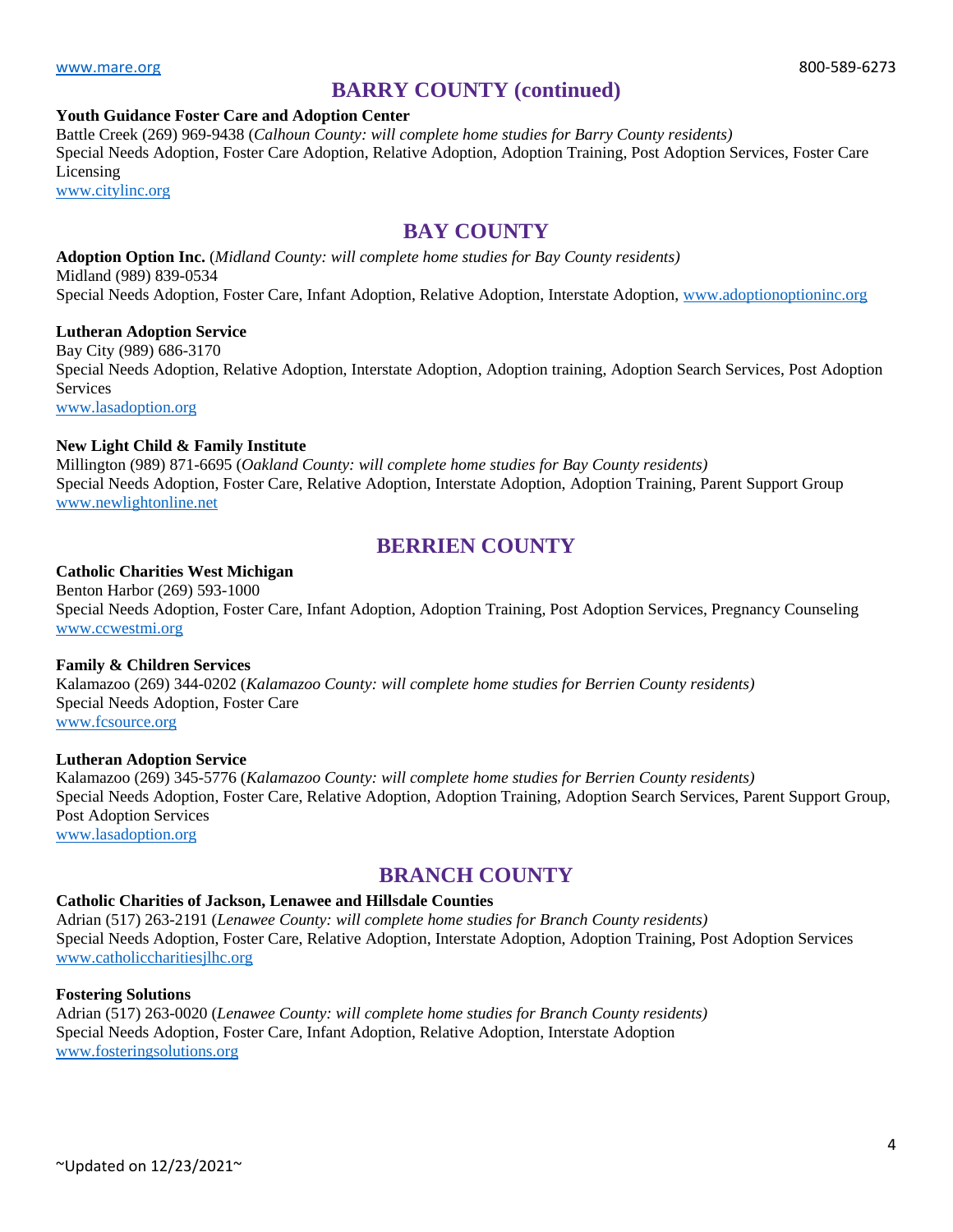## BARRY COUNTY (continued)

**Youth Guidance Foster Care and Adoption Center**
Battle Creek (269) 969-9438 (*Calhoun County: will complete home studies for Barry County residents)*
Special Needs Adoption, Foster Care Adoption, Relative Adoption, Adoption Training, Post Adoption Services, Foster Care Licensing
www.citylinc.org

## BAY COUNTY

**Adoption Option Inc.** (*Midland County: will complete home studies for Bay County residents)*
Midland (989) 839-0534
Special Needs Adoption, Foster Care, Infant Adoption, Relative Adoption, Interstate Adoption, www.adoptionoptioninc.org

**Lutheran Adoption Service**
Bay City (989) 686-3170
Special Needs Adoption, Relative Adoption, Interstate Adoption, Adoption training, Adoption Search Services, Post Adoption Services
www.lasadoption.org

**New Light Child & Family Institute**
Millington (989) 871-6695 (*Oakland County: will complete home studies for Bay County residents)*
Special Needs Adoption, Foster Care, Relative Adoption, Interstate Adoption, Adoption Training, Parent Support Group
www.newlightonline.net

## BERRIEN COUNTY

**Catholic Charities West Michigan**
Benton Harbor (269) 593-1000
Special Needs Adoption, Foster Care, Infant Adoption, Adoption Training, Post Adoption Services, Pregnancy Counseling
www.ccwestmi.org

**Family & Children Services**
Kalamazoo (269) 344-0202 (*Kalamazoo County: will complete home studies for Berrien County residents)*
Special Needs Adoption, Foster Care
www.fcsource.org

**Lutheran Adoption Service**
Kalamazoo (269) 345-5776 (*Kalamazoo County: will complete home studies for Berrien County residents)*
Special Needs Adoption, Foster Care, Relative Adoption, Adoption Training, Adoption Search Services, Parent Support Group, Post Adoption Services
www.lasadoption.org

## BRANCH COUNTY

**Catholic Charities of Jackson, Lenawee and Hillsdale Counties**
Adrian (517) 263-2191 (*Lenawee County: will complete home studies for Branch County residents)*
Special Needs Adoption, Foster Care, Relative Adoption, Interstate Adoption, Adoption Training, Post Adoption Services
www.catholiccharitiesjlhc.org

**Fostering Solutions**
Adrian (517) 263-0020 (*Lenawee County: will complete home studies for Branch County residents)*
Special Needs Adoption, Foster Care, Infant Adoption, Relative Adoption, Interstate Adoption
www.fosteringsolutions.org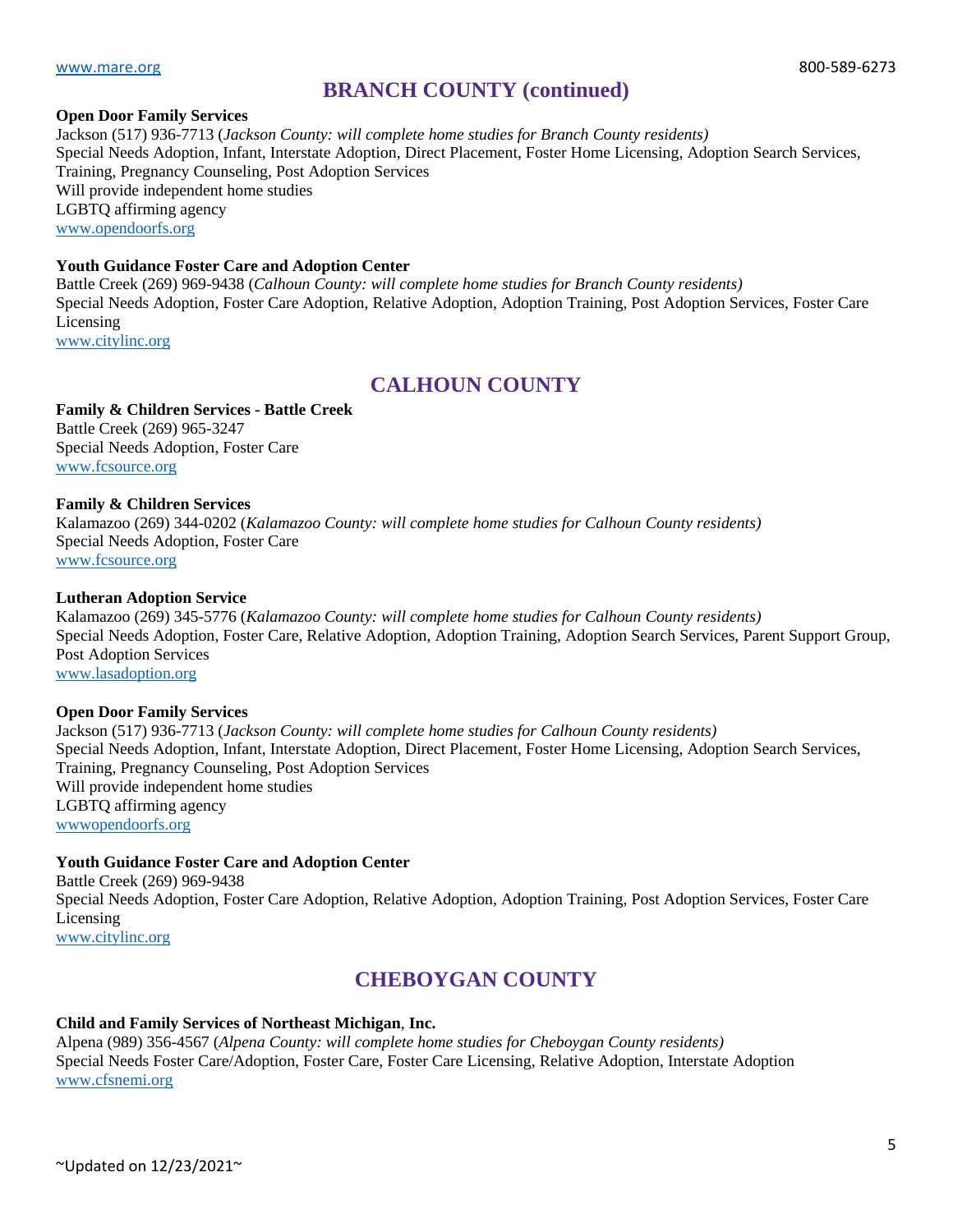## BRANCH COUNTY (continued)

**Open Door Family Services**
Jackson (517) 936-7713 (*Jackson County: will complete home studies for Branch County residents)*
Special Needs Adoption, Infant, Interstate Adoption, Direct Placement, Foster Home Licensing, Adoption Search Services, Training, Pregnancy Counseling, Post Adoption Services
Will provide independent home studies
LGBTQ affirming agency
www.opendoorfs.org

**Youth Guidance Foster Care and Adoption Center**
Battle Creek (269) 969-9438 (*Calhoun County: will complete home studies for Branch County residents)*
Special Needs Adoption, Foster Care Adoption, Relative Adoption, Adoption Training, Post Adoption Services, Foster Care Licensing
www.citylinc.org

## CALHOUN COUNTY

**Family & Children Services - Battle Creek**
Battle Creek (269) 965-3247
Special Needs Adoption, Foster Care
www.fcsource.org

**Family & Children Services**
Kalamazoo (269) 344-0202 (*Kalamazoo County: will complete home studies for Calhoun County residents)*
Special Needs Adoption, Foster Care
www.fcsource.org

**Lutheran Adoption Service**
Kalamazoo (269) 345-5776 (*Kalamazoo County: will complete home studies for Calhoun County residents)*
Special Needs Adoption, Foster Care, Relative Adoption, Adoption Training, Adoption Search Services, Parent Support Group, Post Adoption Services
www.lasadoption.org

**Open Door Family Services**
Jackson (517) 936-7713 (*Jackson County: will complete home studies for Calhoun County residents)*
Special Needs Adoption, Infant, Interstate Adoption, Direct Placement, Foster Home Licensing, Adoption Search Services, Training, Pregnancy Counseling, Post Adoption Services
Will provide independent home studies
LGBTQ affirming agency
wwwopendoorfs.org

**Youth Guidance Foster Care and Adoption Center**
Battle Creek (269) 969-9438
Special Needs Adoption, Foster Care Adoption, Relative Adoption, Adoption Training, Post Adoption Services, Foster Care Licensing
www.citylinc.org

## CHEBOYGAN COUNTY

**Child and Family Services of Northeast Michigan, Inc.**
Alpena (989) 356-4567 (*Alpena County: will complete home studies for Cheboygan County residents)*
Special Needs Foster Care/Adoption, Foster Care, Foster Care Licensing, Relative Adoption, Interstate Adoption
www.cfsnemi.org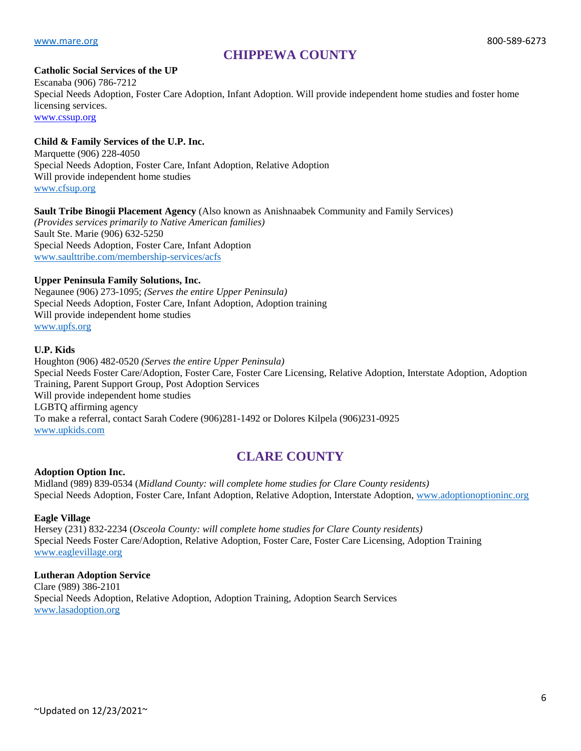## CHIPPEWA COUNTY

**Catholic Social Services of the UP**
Escanaba (906) 786-7212
Special Needs Adoption, Foster Care Adoption, Infant Adoption. Will provide independent home studies and foster home licensing services.
www.cssup.org

**Child & Family Services of the U.P. Inc.**
Marquette (906) 228-4050
Special Needs Adoption, Foster Care, Infant Adoption, Relative Adoption
Will provide independent home studies
www.cfsup.org

**Sault Tribe Binogii Placement Agency** (Also known as Anishnaabek Community and Family Services)
*(Provides services primarily to Native American families)*
Sault Ste. Marie (906) 632-5250
Special Needs Adoption, Foster Care, Infant Adoption
www.saulttribe.com/membership-services/acfs

**Upper Peninsula Family Solutions, Inc.**
Negaunee (906) 273-1095; *(Serves the entire Upper Peninsula)*
Special Needs Adoption, Foster Care, Infant Adoption, Adoption training
Will provide independent home studies
www.upfs.org

**U.P. Kids**
Houghton (906) 482-0520 *(Serves the entire Upper Peninsula)*
Special Needs Foster Care/Adoption, Foster Care, Foster Care Licensing, Relative Adoption, Interstate Adoption, Adoption Training, Parent Support Group, Post Adoption Services
Will provide independent home studies
LGBTQ affirming agency
To make a referral, contact Sarah Codere (906)281-1492 or Dolores Kilpela (906)231-0925
www.upkids.com

## CLARE COUNTY

**Adoption Option Inc.**
Midland (989) 839-0534 (*Midland County: will complete home studies for Clare County residents)*
Special Needs Adoption, Foster Care, Infant Adoption, Relative Adoption, Interstate Adoption, www.adoptionoptioninc.org

**Eagle Village**
Hersey (231) 832-2234 (*Osceola County: will complete home studies for Clare County residents)*
Special Needs Foster Care/Adoption, Relative Adoption, Foster Care, Foster Care Licensing, Adoption Training
www.eaglevillage.org

**Lutheran Adoption Service**
Clare (989) 386-2101
Special Needs Adoption, Relative Adoption, Adoption Training, Adoption Search Services
www.lasadoption.org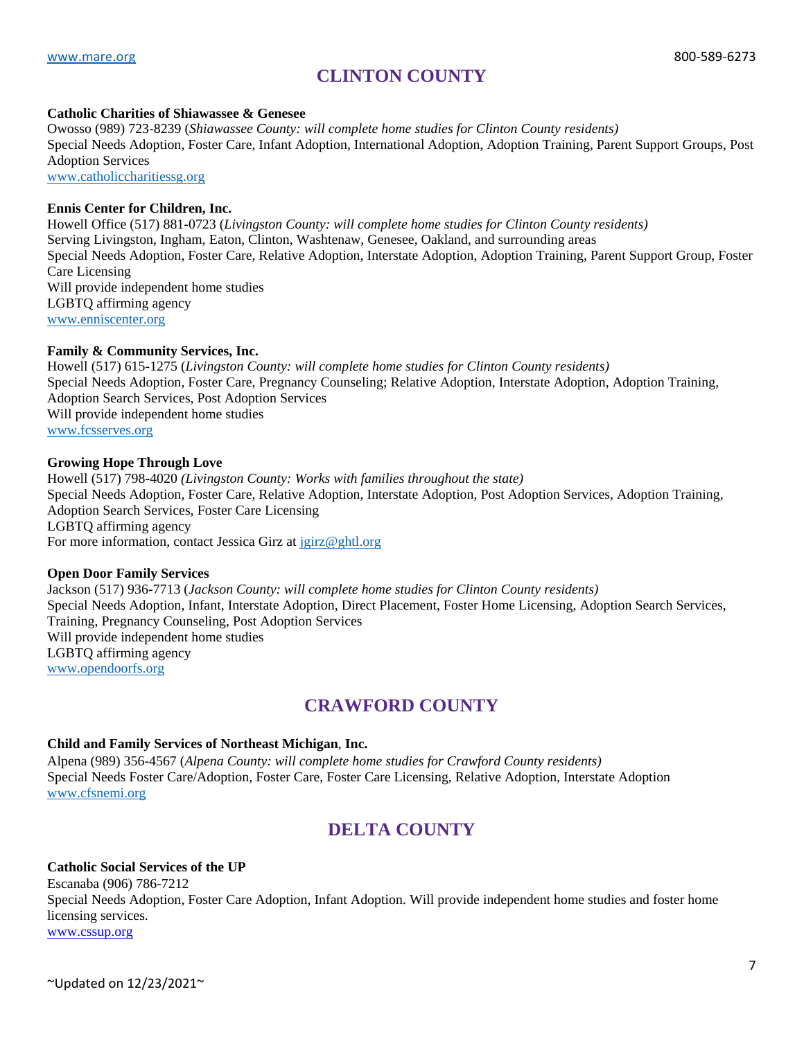## CLINTON COUNTY

**Catholic Charities of Shiawassee & Genesee**
Owosso (989) 723-8239 (*Shiawassee County: will complete home studies for Clinton County residents)*
Special Needs Adoption, Foster Care, Infant Adoption, International Adoption, Adoption Training, Parent Support Groups, Post Adoption Services
www.catholiccharitiessg.org

**Ennis Center for Children, Inc.**
Howell Office (517) 881-0723 (*Livingston County: will complete home studies for Clinton County residents)*
Serving Livingston, Ingham, Eaton, Clinton, Washtenaw, Genesee, Oakland, and surrounding areas
Special Needs Adoption, Foster Care, Relative Adoption, Interstate Adoption, Adoption Training, Parent Support Group, Foster Care Licensing
Will provide independent home studies
LGBTQ affirming agency
www.enniscenter.org

**Family & Community Services, Inc.**
Howell (517) 615-1275 (*Livingston County: will complete home studies for Clinton County residents)*
Special Needs Adoption, Foster Care, Pregnancy Counseling; Relative Adoption, Interstate Adoption, Adoption Training, Adoption Search Services, Post Adoption Services
Will provide independent home studies
www.fcsserves.org

**Growing Hope Through Love**
Howell (517) 798-4020 *(Livingston County: Works with families throughout the state)*
Special Needs Adoption, Foster Care, Relative Adoption, Interstate Adoption, Post Adoption Services, Adoption Training, Adoption Search Services, Foster Care Licensing
LGBTQ affirming agency
For more information, contact Jessica Girz at jgirz@ghtl.org

**Open Door Family Services**
Jackson (517) 936-7713 (*Jackson County: will complete home studies for Clinton County residents)*
Special Needs Adoption, Infant, Interstate Adoption, Direct Placement, Foster Home Licensing, Adoption Search Services, Training, Pregnancy Counseling, Post Adoption Services
Will provide independent home studies
LGBTQ affirming agency
www.opendoorfs.org

## CRAWFORD COUNTY

**Child and Family Services of Northeast Michigan, Inc.**
Alpena (989) 356-4567 (*Alpena County: will complete home studies for Crawford County residents)*
Special Needs Foster Care/Adoption, Foster Care, Foster Care Licensing, Relative Adoption, Interstate Adoption
www.cfsnemi.org

## DELTA COUNTY

**Catholic Social Services of the UP**
Escanaba (906) 786-7212
Special Needs Adoption, Foster Care Adoption, Infant Adoption. Will provide independent home studies and foster home licensing services.
www.cssup.org

~Updated on 12/23/2021~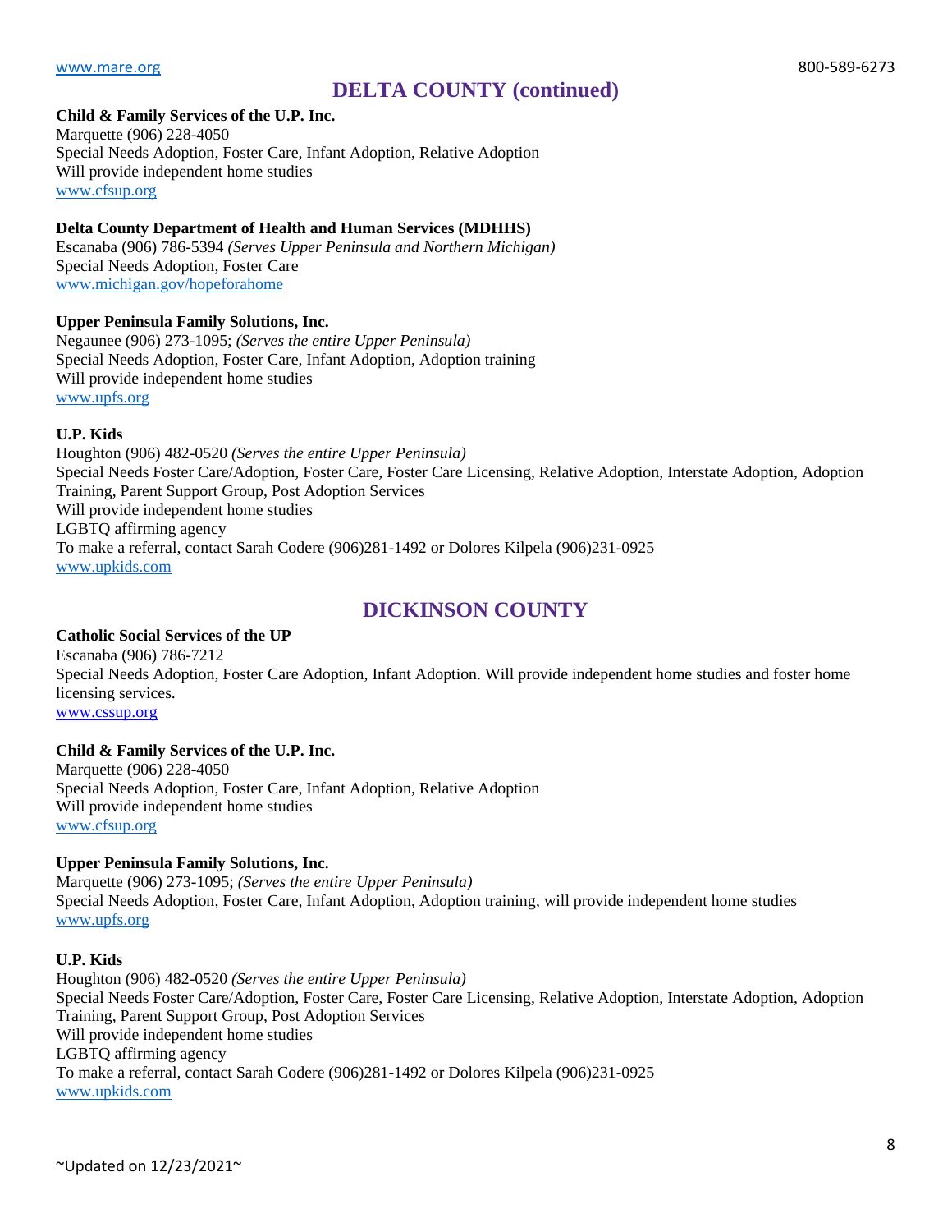## DELTA COUNTY (continued)

**Child & Family Services of the U.P. Inc.**
Marquette (906) 228-4050
Special Needs Adoption, Foster Care, Infant Adoption, Relative Adoption
Will provide independent home studies
www.cfsup.org

**Delta County Department of Health and Human Services (MDHHS)**
Escanaba (906) 786-5394 *(Serves Upper Peninsula and Northern Michigan)*
Special Needs Adoption, Foster Care
www.michigan.gov/hopeforahome

**Upper Peninsula Family Solutions, Inc.**
Negaunee (906) 273-1095; *(Serves the entire Upper Peninsula)*
Special Needs Adoption, Foster Care, Infant Adoption, Adoption training
Will provide independent home studies
www.upfs.org

**U.P. Kids**
Houghton (906) 482-0520 *(Serves the entire Upper Peninsula)*
Special Needs Foster Care/Adoption, Foster Care, Foster Care Licensing, Relative Adoption, Interstate Adoption, Adoption Training, Parent Support Group, Post Adoption Services
Will provide independent home studies
LGBTQ affirming agency
To make a referral, contact Sarah Codere (906)281-1492 or Dolores Kilpela (906)231-0925
www.upkids.com

## DICKINSON COUNTY

**Catholic Social Services of the UP**
Escanaba (906) 786-7212
Special Needs Adoption, Foster Care Adoption, Infant Adoption. Will provide independent home studies and foster home licensing services.
www.cssup.org

**Child & Family Services of the U.P. Inc.**
Marquette (906) 228-4050
Special Needs Adoption, Foster Care, Infant Adoption, Relative Adoption
Will provide independent home studies
www.cfsup.org

**Upper Peninsula Family Solutions, Inc.**
Marquette (906) 273-1095; *(Serves the entire Upper Peninsula)*
Special Needs Adoption, Foster Care, Infant Adoption, Adoption training, will provide independent home studies
www.upfs.org

**U.P. Kids**
Houghton (906) 482-0520 *(Serves the entire Upper Peninsula)*
Special Needs Foster Care/Adoption, Foster Care, Foster Care Licensing, Relative Adoption, Interstate Adoption, Adoption Training, Parent Support Group, Post Adoption Services
Will provide independent home studies
LGBTQ affirming agency
To make a referral, contact Sarah Codere (906)281-1492 or Dolores Kilpela (906)231-0925
www.upkids.com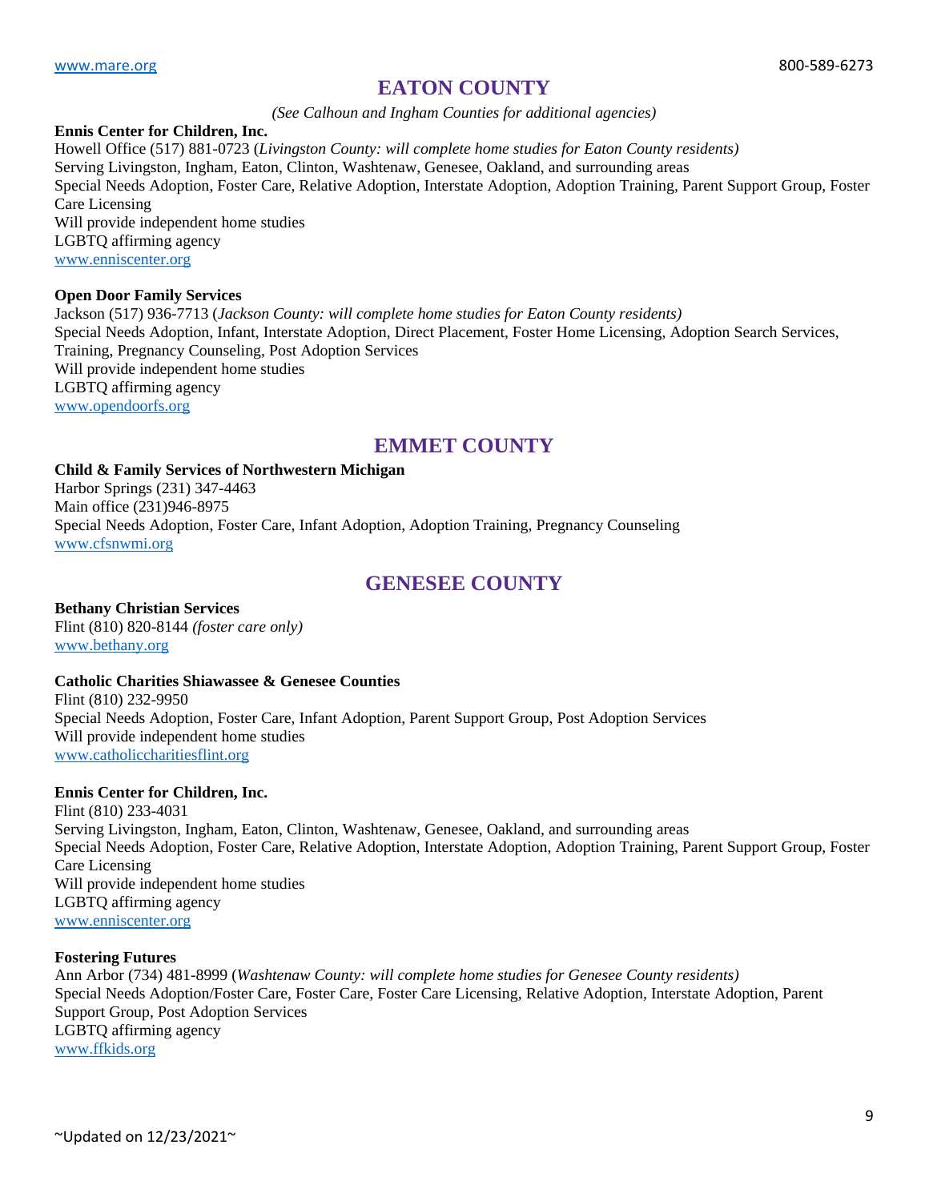## EATON COUNTY

*(See Calhoun and Ingham Counties for additional agencies)*

**Ennis Center for Children, Inc.**
Howell Office (517) 881-0723 (*Livingston County: will complete home studies for Eaton County residents)*
Serving Livingston, Ingham, Eaton, Clinton, Washtenaw, Genesee, Oakland, and surrounding areas
Special Needs Adoption, Foster Care, Relative Adoption, Interstate Adoption, Adoption Training, Parent Support Group, Foster Care Licensing
Will provide independent home studies
LGBTQ affirming agency
www.enniscenter.org

**Open Door Family Services**
Jackson (517) 936-7713 (*Jackson County: will complete home studies for Eaton County residents)*
Special Needs Adoption, Infant, Interstate Adoption, Direct Placement, Foster Home Licensing, Adoption Search Services, Training, Pregnancy Counseling, Post Adoption Services
Will provide independent home studies
LGBTQ affirming agency
www.opendoorfs.org

## EMMET COUNTY

**Child & Family Services of Northwestern Michigan**
Harbor Springs (231) 347-4463
Main office (231)946-8975
Special Needs Adoption, Foster Care, Infant Adoption, Adoption Training, Pregnancy Counseling
www.cfsnwmi.org

## GENESEE COUNTY

**Bethany Christian Services**
Flint (810) 820-8144 *(foster care only)*
www.bethany.org

**Catholic Charities Shiawassee & Genesee Counties**
Flint (810) 232-9950
Special Needs Adoption, Foster Care, Infant Adoption, Parent Support Group, Post Adoption Services
Will provide independent home studies
www.catholiccharitiesflint.org

**Ennis Center for Children, Inc.**
Flint (810) 233-4031
Serving Livingston, Ingham, Eaton, Clinton, Washtenaw, Genesee, Oakland, and surrounding areas
Special Needs Adoption, Foster Care, Relative Adoption, Interstate Adoption, Adoption Training, Parent Support Group, Foster Care Licensing
Will provide independent home studies
LGBTQ affirming agency
www.enniscenter.org

**Fostering Futures**
Ann Arbor (734) 481-8999 (*Washtenaw County: will complete home studies for Genesee County residents)*
Special Needs Adoption/Foster Care, Foster Care, Foster Care Licensing, Relative Adoption, Interstate Adoption, Parent Support Group, Post Adoption Services
LGBTQ affirming agency
www.ffkids.org

~Updated on 12/23/2021~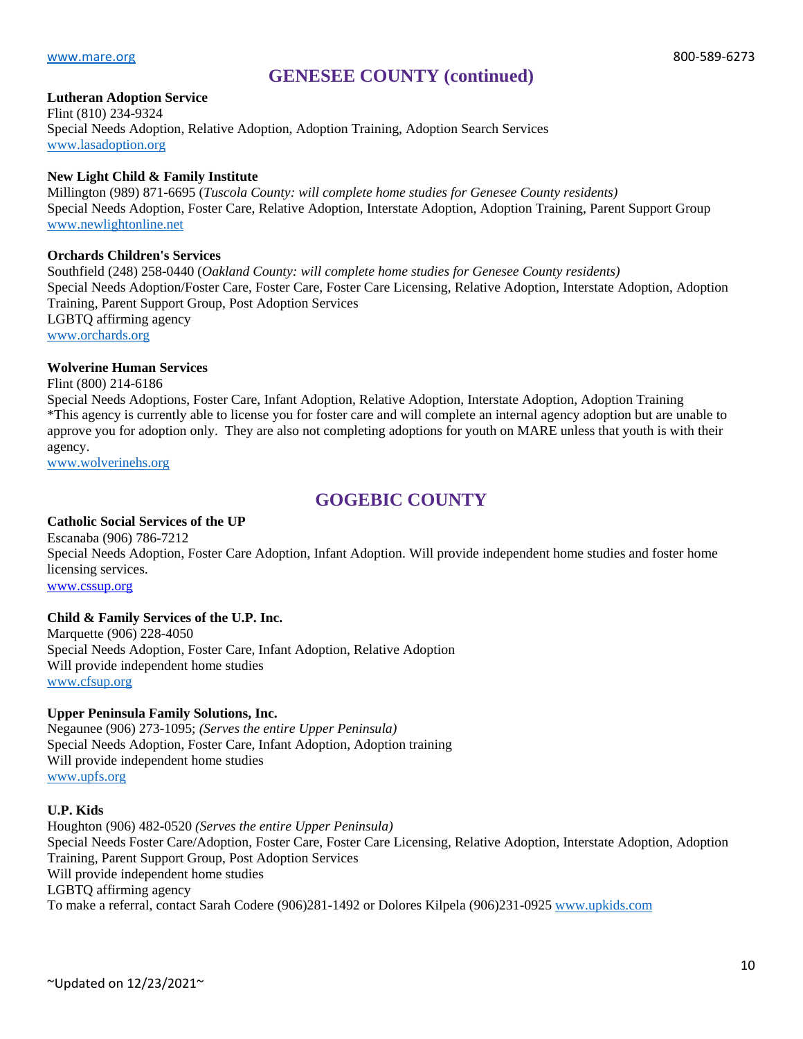## GENESEE COUNTY (continued)

**Lutheran Adoption Service**
Flint (810) 234-9324
Special Needs Adoption, Relative Adoption, Adoption Training, Adoption Search Services
www.lasadoption.org

**New Light Child & Family Institute**
Millington (989) 871-6695 (*Tuscola County: will complete home studies for Genesee County residents)*
Special Needs Adoption, Foster Care, Relative Adoption, Interstate Adoption, Adoption Training, Parent Support Group
www.newlightonline.net

**Orchards Children's Services**
Southfield (248) 258-0440 (*Oakland County: will complete home studies for Genesee County residents)*
Special Needs Adoption/Foster Care, Foster Care, Foster Care Licensing, Relative Adoption, Interstate Adoption, Adoption Training, Parent Support Group, Post Adoption Services
LGBTQ affirming agency
www.orchards.org

**Wolverine Human Services**
Flint (800) 214-6186
Special Needs Adoptions, Foster Care, Infant Adoption, Relative Adoption, Interstate Adoption, Adoption Training
*This agency is currently able to license you for foster care and will complete an internal agency adoption but are unable to approve you for adoption only. They are also not completing adoptions for youth on MARE unless that youth is with their agency.
www.wolverinehs.org

## GOGEBIC COUNTY

**Catholic Social Services of the UP**
Escanaba (906) 786-7212
Special Needs Adoption, Foster Care Adoption, Infant Adoption. Will provide independent home studies and foster home licensing services.
www.cssup.org

**Child & Family Services of the U.P. Inc.**
Marquette (906) 228-4050
Special Needs Adoption, Foster Care, Infant Adoption, Relative Adoption
Will provide independent home studies
www.cfsup.org

**Upper Peninsula Family Solutions, Inc.**
Negaunee (906) 273-1095; *(Serves the entire Upper Peninsula)*
Special Needs Adoption, Foster Care, Infant Adoption, Adoption training
Will provide independent home studies
www.upfs.org

**U.P. Kids**
Houghton (906) 482-0520 *(Serves the entire Upper Peninsula)*
Special Needs Foster Care/Adoption, Foster Care, Foster Care Licensing, Relative Adoption, Interstate Adoption, Adoption Training, Parent Support Group, Post Adoption Services
Will provide independent home studies
LGBTQ affirming agency
To make a referral, contact Sarah Codere (906)281-1492 or Dolores Kilpela (906)231-0925 www.upkids.com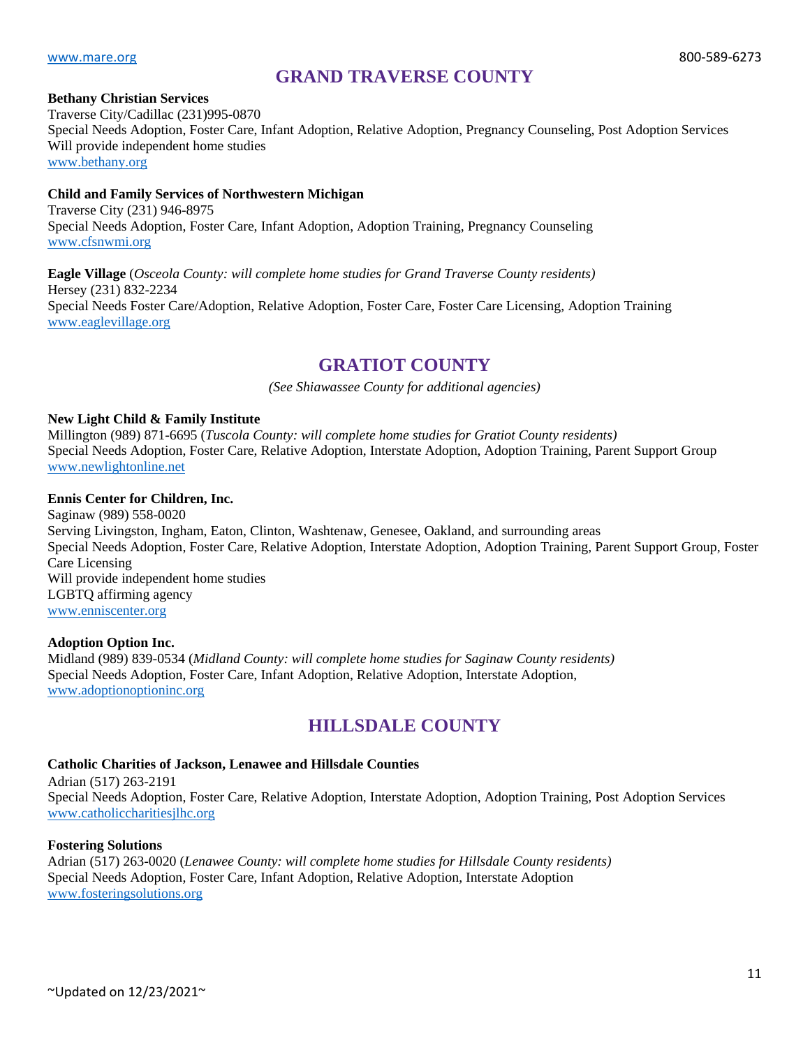## GRAND TRAVERSE COUNTY

**Bethany Christian Services**
Traverse City/Cadillac (231)995-0870
Special Needs Adoption, Foster Care, Infant Adoption, Relative Adoption, Pregnancy Counseling, Post Adoption Services
Will provide independent home studies
www.bethany.org

**Child and Family Services of Northwestern Michigan**
Traverse City (231) 946-8975
Special Needs Adoption, Foster Care, Infant Adoption, Adoption Training, Pregnancy Counseling
www.cfsnwmi.org

**Eagle Village** (*Osceola County: will complete home studies for Grand Traverse County residents)*
Hersey (231) 832-2234
Special Needs Foster Care/Adoption, Relative Adoption, Foster Care, Foster Care Licensing, Adoption Training
www.eaglevillage.org

## GRATIOT COUNTY

*(See Shiawassee County for additional agencies)*

**New Light Child & Family Institute**
Millington (989) 871-6695 (*Tuscola County: will complete home studies for Gratiot County residents)*
Special Needs Adoption, Foster Care, Relative Adoption, Interstate Adoption, Adoption Training, Parent Support Group
www.newlightonline.net

**Ennis Center for Children, Inc.**
Saginaw (989) 558-0020
Serving Livingston, Ingham, Eaton, Clinton, Washtenaw, Genesee, Oakland, and surrounding areas
Special Needs Adoption, Foster Care, Relative Adoption, Interstate Adoption, Adoption Training, Parent Support Group, Foster Care Licensing
Will provide independent home studies
LGBTQ affirming agency
www.enniscenter.org

**Adoption Option Inc.**
Midland (989) 839-0534 (*Midland County: will complete home studies for Saginaw County residents)*
Special Needs Adoption, Foster Care, Infant Adoption, Relative Adoption, Interstate Adoption,
www.adoptionoptioninc.org

## HILLSDALE COUNTY

**Catholic Charities of Jackson, Lenawee and Hillsdale Counties**
Adrian (517) 263-2191
Special Needs Adoption, Foster Care, Relative Adoption, Interstate Adoption, Adoption Training, Post Adoption Services
www.catholiccharitiesjlhc.org

**Fostering Solutions**
Adrian (517) 263-0020 (*Lenawee County: will complete home studies for Hillsdale County residents)*
Special Needs Adoption, Foster Care, Infant Adoption, Relative Adoption, Interstate Adoption
www.fosteringsolutions.org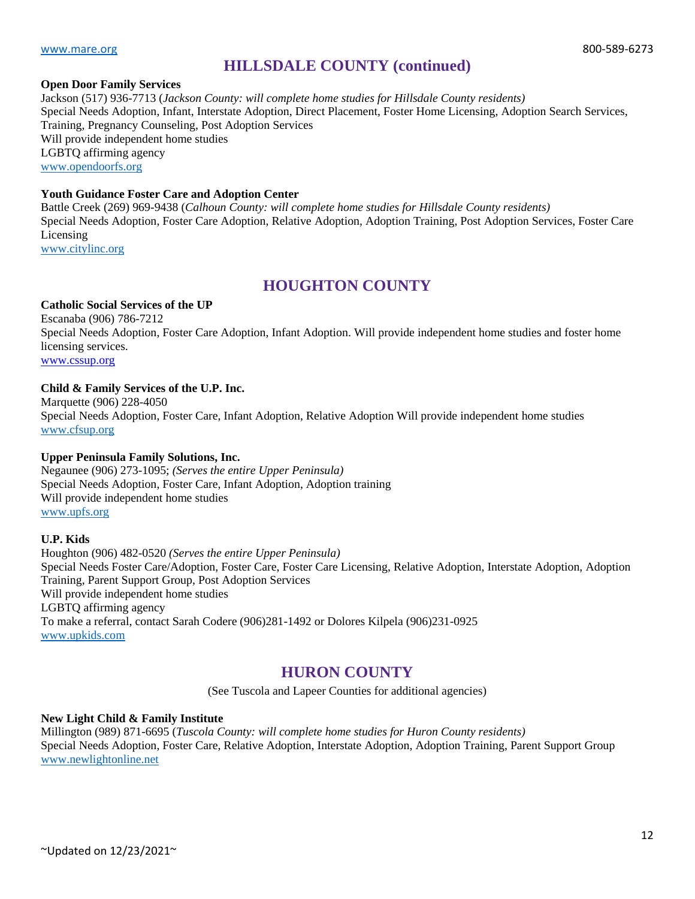## HILLSDALE COUNTY (continued)

**Open Door Family Services**
Jackson (517) 936-7713 (*Jackson County: will complete home studies for Hillsdale County residents)*
Special Needs Adoption, Infant, Interstate Adoption, Direct Placement, Foster Home Licensing, Adoption Search Services, Training, Pregnancy Counseling, Post Adoption Services
Will provide independent home studies
LGBTQ affirming agency
www.opendoorfs.org

**Youth Guidance Foster Care and Adoption Center**
Battle Creek (269) 969-9438 (*Calhoun County: will complete home studies for Hillsdale County residents)*
Special Needs Adoption, Foster Care Adoption, Relative Adoption, Adoption Training, Post Adoption Services, Foster Care Licensing
www.citylinc.org

## HOUGHTON COUNTY

**Catholic Social Services of the UP**
Escanaba (906) 786-7212
Special Needs Adoption, Foster Care Adoption, Infant Adoption. Will provide independent home studies and foster home licensing services.
www.cssup.org

**Child & Family Services of the U.P. Inc.**
Marquette (906) 228-4050
Special Needs Adoption, Foster Care, Infant Adoption, Relative Adoption Will provide independent home studies
www.cfsup.org

**Upper Peninsula Family Solutions, Inc.**
Negaunee (906) 273-1095; *(Serves the entire Upper Peninsula)*
Special Needs Adoption, Foster Care, Infant Adoption, Adoption training
Will provide independent home studies
www.upfs.org

**U.P. Kids**
Houghton (906) 482-0520 *(Serves the entire Upper Peninsula)*
Special Needs Foster Care/Adoption, Foster Care, Foster Care Licensing, Relative Adoption, Interstate Adoption, Adoption Training, Parent Support Group, Post Adoption Services
Will provide independent home studies
LGBTQ affirming agency
To make a referral, contact Sarah Codere (906)281-1492 or Dolores Kilpela (906)231-0925
www.upkids.com

## HURON COUNTY

(See Tuscola and Lapeer Counties for additional agencies)

**New Light Child & Family Institute**
Millington (989) 871-6695 (*Tuscola County: will complete home studies for Huron County residents)*
Special Needs Adoption, Foster Care, Relative Adoption, Interstate Adoption, Adoption Training, Parent Support Group
www.newlightonline.net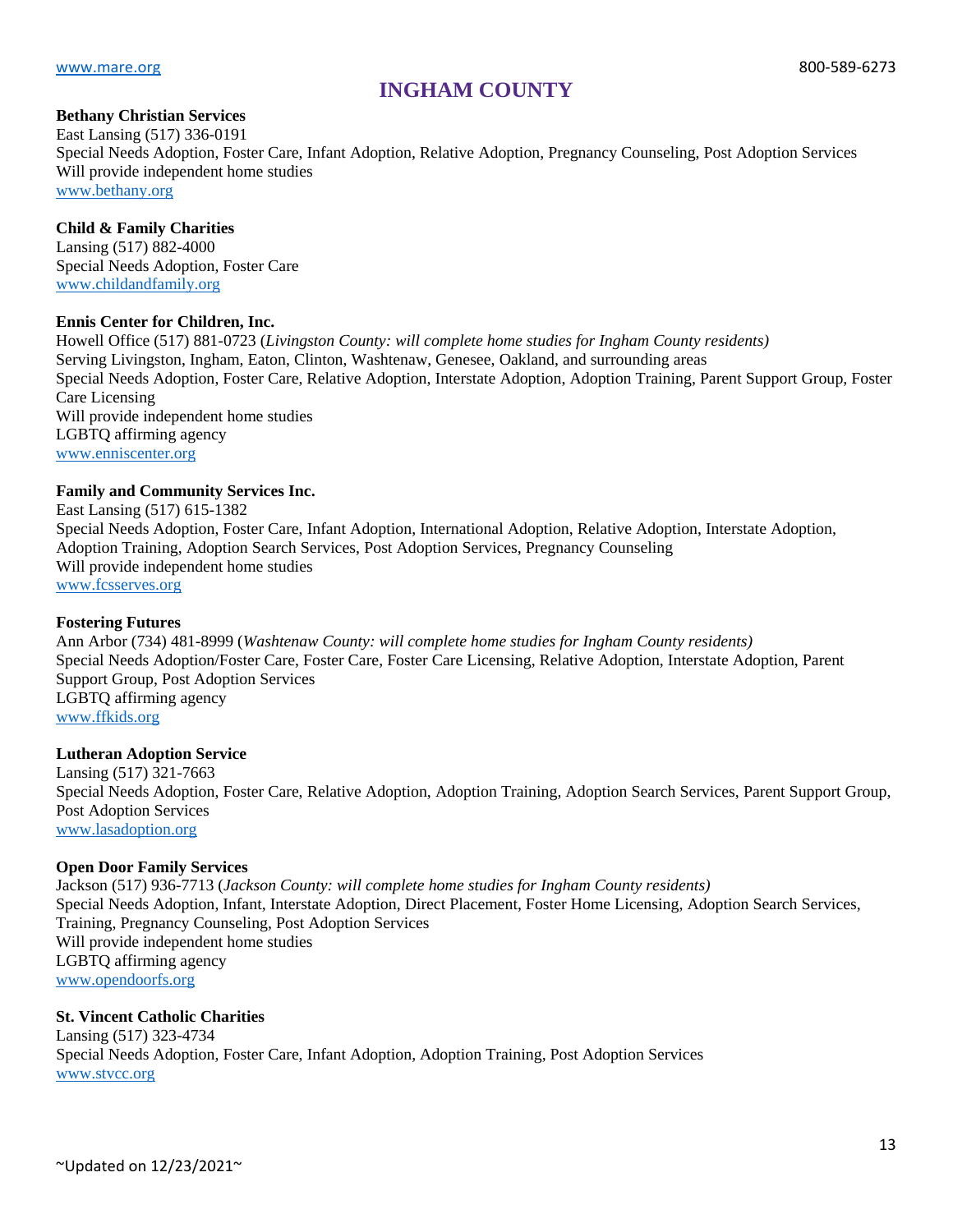# INGHAM COUNTY

**Bethany Christian Services**
East Lansing (517) 336-0191
Special Needs Adoption, Foster Care, Infant Adoption, Relative Adoption, Pregnancy Counseling, Post Adoption Services
Will provide independent home studies
www.bethany.org

**Child & Family Charities**
Lansing (517) 882-4000
Special Needs Adoption, Foster Care
www.childandfamily.org

**Ennis Center for Children, Inc.**
Howell Office (517) 881-0723 (*Livingston County: will complete home studies for Ingham County residents)*
Serving Livingston, Ingham, Eaton, Clinton, Washtenaw, Genesee, Oakland, and surrounding areas
Special Needs Adoption, Foster Care, Relative Adoption, Interstate Adoption, Adoption Training, Parent Support Group, Foster Care Licensing
Will provide independent home studies
LGBTQ affirming agency
www.enniscenter.org

**Family and Community Services Inc.**
East Lansing (517) 615-1382
Special Needs Adoption, Foster Care, Infant Adoption, International Adoption, Relative Adoption, Interstate Adoption, Adoption Training, Adoption Search Services, Post Adoption Services, Pregnancy Counseling
Will provide independent home studies
www.fcsserves.org

**Fostering Futures**
Ann Arbor (734) 481-8999 (*Washtenaw County: will complete home studies for Ingham County residents)*
Special Needs Adoption/Foster Care, Foster Care, Foster Care Licensing, Relative Adoption, Interstate Adoption, Parent Support Group, Post Adoption Services
LGBTQ affirming agency
www.ffkids.org

**Lutheran Adoption Service**
Lansing (517) 321-7663
Special Needs Adoption, Foster Care, Relative Adoption, Adoption Training, Adoption Search Services, Parent Support Group, Post Adoption Services
www.lasadoption.org

**Open Door Family Services**
Jackson (517) 936-7713 (*Jackson County: will complete home studies for Ingham County residents)*
Special Needs Adoption, Infant, Interstate Adoption, Direct Placement, Foster Home Licensing, Adoption Search Services, Training, Pregnancy Counseling, Post Adoption Services
Will provide independent home studies
LGBTQ affirming agency
www.opendoorfs.org

**St. Vincent Catholic Charities**
Lansing (517) 323-4734
Special Needs Adoption, Foster Care, Infant Adoption, Adoption Training, Post Adoption Services
www.stvcc.org

~Updated on 12/23/2021~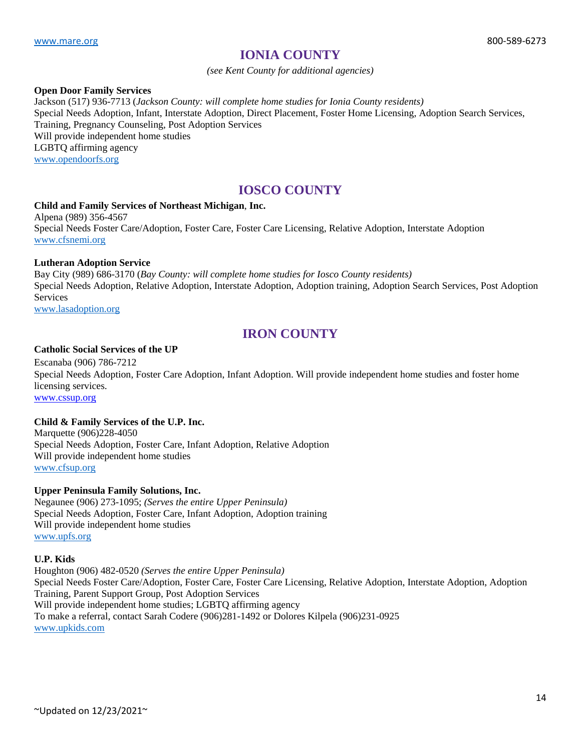## IONIA COUNTY

*(see Kent County for additional agencies)*

**Open Door Family Services**
Jackson (517) 936-7713 (*Jackson County: will complete home studies for Ionia County residents)*
Special Needs Adoption, Infant, Interstate Adoption, Direct Placement, Foster Home Licensing, Adoption Search Services, Training, Pregnancy Counseling, Post Adoption Services
Will provide independent home studies
LGBTQ affirming agency
www.opendoorfs.org

## IOSCO COUNTY

**Child and Family Services of Northeast Michigan**, **Inc.**
Alpena (989) 356-4567
Special Needs Foster Care/Adoption, Foster Care, Foster Care Licensing, Relative Adoption, Interstate Adoption
www.cfsnemi.org

**Lutheran Adoption Service**
Bay City (989) 686-3170 (*Bay County: will complete home studies for Iosco County residents)*
Special Needs Adoption, Relative Adoption, Interstate Adoption, Adoption training, Adoption Search Services, Post Adoption Services
www.lasadoption.org

## IRON COUNTY

**Catholic Social Services of the UP**
Escanaba (906) 786-7212
Special Needs Adoption, Foster Care Adoption, Infant Adoption. Will provide independent home studies and foster home licensing services.
www.cssup.org

**Child & Family Services of the U.P. Inc.**
Marquette (906)228-4050
Special Needs Adoption, Foster Care, Infant Adoption, Relative Adoption
Will provide independent home studies
www.cfsup.org

**Upper Peninsula Family Solutions, Inc.**
Negaunee (906) 273-1095; *(Serves the entire Upper Peninsula)*
Special Needs Adoption, Foster Care, Infant Adoption, Adoption training
Will provide independent home studies
www.upfs.org

**U.P. Kids**
Houghton (906) 482-0520 *(Serves the entire Upper Peninsula)*
Special Needs Foster Care/Adoption, Foster Care, Foster Care Licensing, Relative Adoption, Interstate Adoption, Adoption Training, Parent Support Group, Post Adoption Services
Will provide independent home studies; LGBTQ affirming agency
To make a referral, contact Sarah Codere (906)281-1492 or Dolores Kilpela (906)231-0925
www.upkids.com

~Updated on 12/23/2021~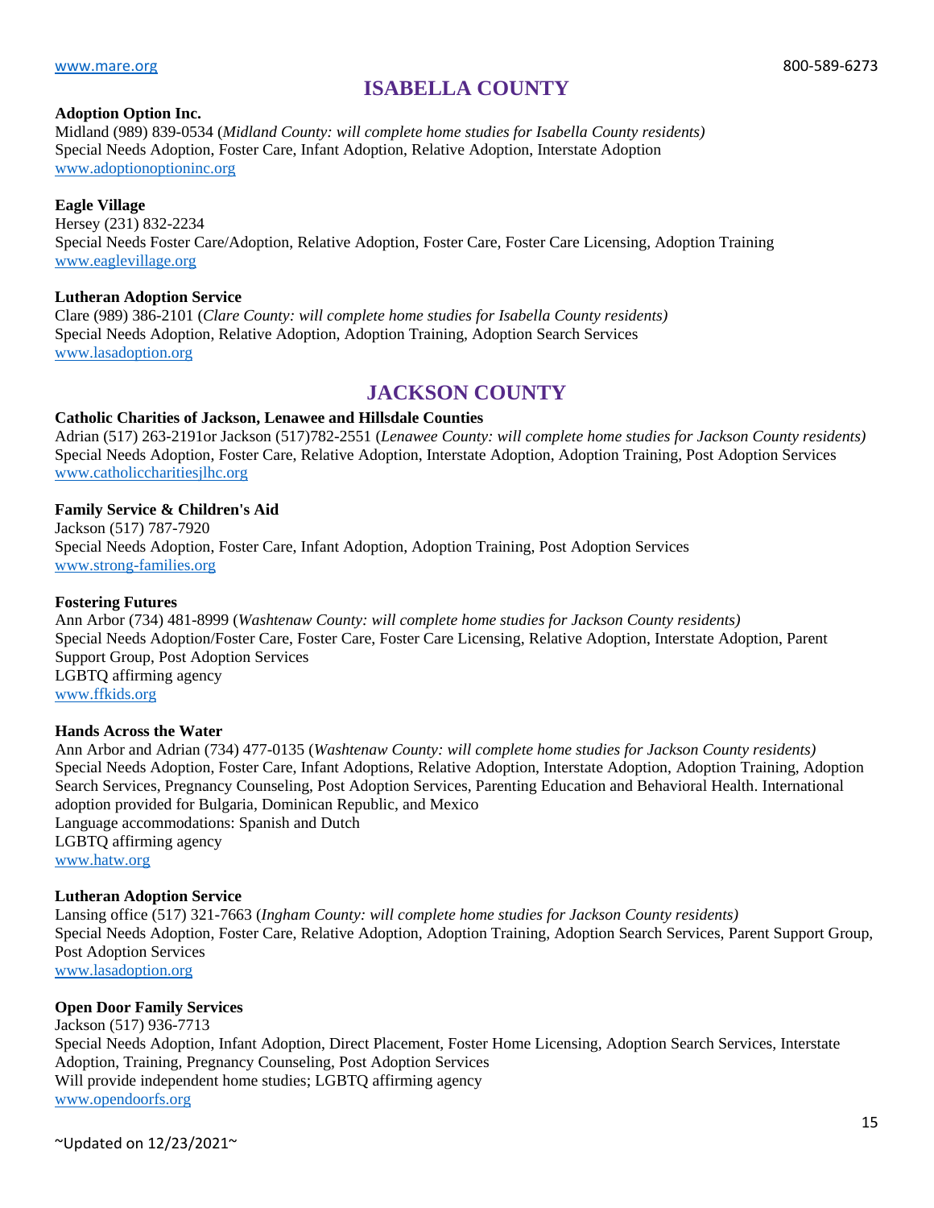## ISABELLA COUNTY

**Adoption Option Inc.**
Midland (989) 839-0534 (*Midland County: will complete home studies for Isabella County residents)*
Special Needs Adoption, Foster Care, Infant Adoption, Relative Adoption, Interstate Adoption
www.adoptionoptioninc.org

**Eagle Village**
Hersey (231) 832-2234
Special Needs Foster Care/Adoption, Relative Adoption, Foster Care, Foster Care Licensing, Adoption Training
www.eaglevillage.org

**Lutheran Adoption Service**
Clare (989) 386-2101 (*Clare County: will complete home studies for Isabella County residents)*
Special Needs Adoption, Relative Adoption, Adoption Training, Adoption Search Services
www.lasadoption.org

## JACKSON COUNTY

**Catholic Charities of Jackson, Lenawee and Hillsdale Counties**
Adrian (517) 263-2191or Jackson (517)782-2551 (*Lenawee County: will complete home studies for Jackson County residents)*
Special Needs Adoption, Foster Care, Relative Adoption, Interstate Adoption, Adoption Training, Post Adoption Services
www.catholiccharitiesjlhc.org

**Family Service & Children's Aid**
Jackson (517) 787-7920
Special Needs Adoption, Foster Care, Infant Adoption, Adoption Training, Post Adoption Services
www.strong-families.org

**Fostering Futures**
Ann Arbor (734) 481-8999 (*Washtenaw County: will complete home studies for Jackson County residents)*
Special Needs Adoption/Foster Care, Foster Care, Foster Care Licensing, Relative Adoption, Interstate Adoption, Parent Support Group, Post Adoption Services
LGBTQ affirming agency
www.ffkids.org

**Hands Across the Water**
Ann Arbor and Adrian (734) 477-0135 (*Washtenaw County: will complete home studies for Jackson County residents)*
Special Needs Adoption, Foster Care, Infant Adoptions, Relative Adoption, Interstate Adoption, Adoption Training, Adoption Search Services, Pregnancy Counseling, Post Adoption Services, Parenting Education and Behavioral Health. International adoption provided for Bulgaria, Dominican Republic, and Mexico
Language accommodations: Spanish and Dutch
LGBTQ affirming agency
www.hatw.org

**Lutheran Adoption Service**
Lansing office (517) 321-7663 (*Ingham County: will complete home studies for Jackson County residents)*
Special Needs Adoption, Foster Care, Relative Adoption, Adoption Training, Adoption Search Services, Parent Support Group, Post Adoption Services
www.lasadoption.org

**Open Door Family Services**
Jackson (517) 936-7713
Special Needs Adoption, Infant Adoption, Direct Placement, Foster Home Licensing, Adoption Search Services, Interstate Adoption, Training, Pregnancy Counseling, Post Adoption Services
Will provide independent home studies; LGBTQ affirming agency
www.opendoorfs.org

~Updated on 12/23/2021~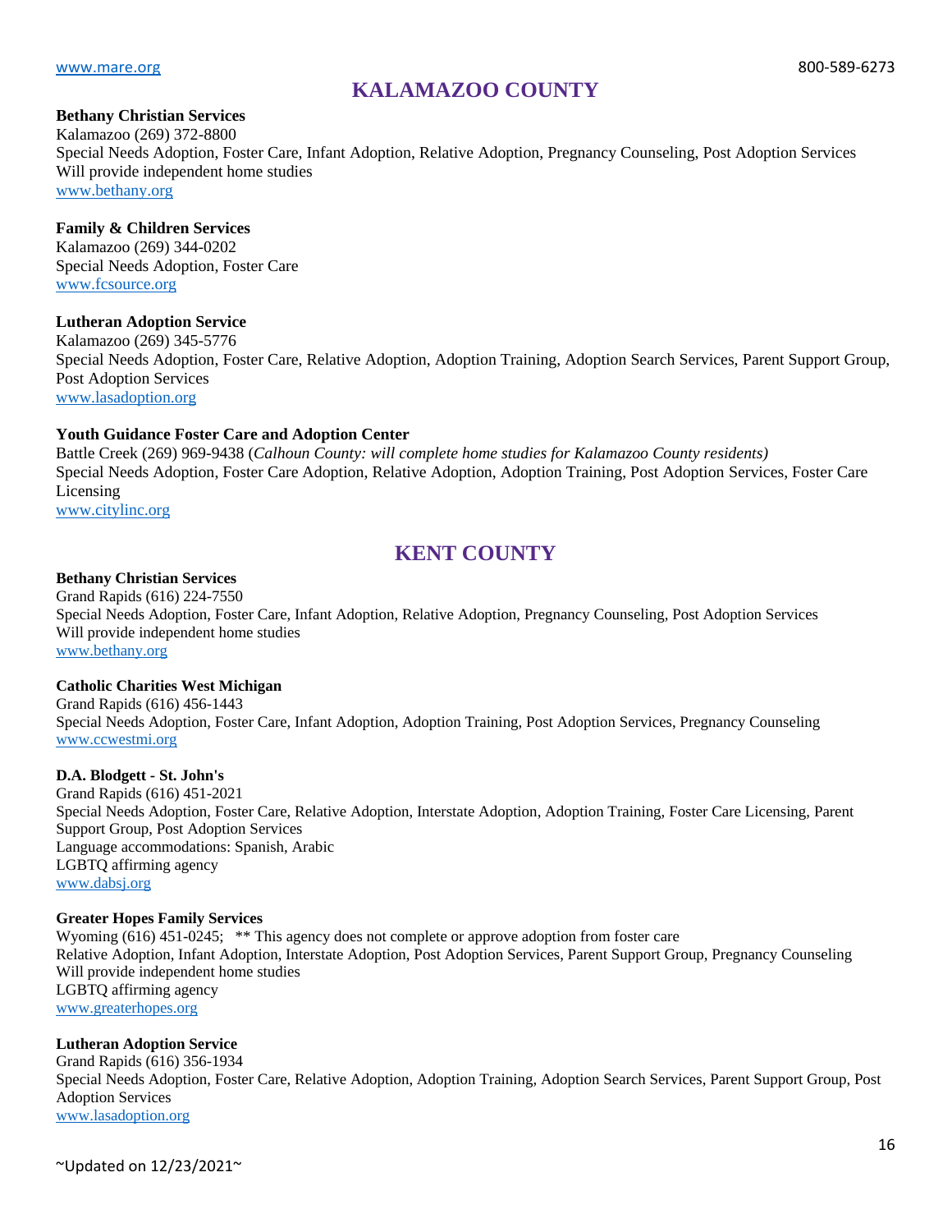## KALAMAZOO COUNTY

**Bethany Christian Services**
Kalamazoo (269) 372-8800
Special Needs Adoption, Foster Care, Infant Adoption, Relative Adoption, Pregnancy Counseling, Post Adoption Services
Will provide independent home studies
www.bethany.org

**Family & Children Services**
Kalamazoo (269) 344-0202
Special Needs Adoption, Foster Care
www.fcsource.org

**Lutheran Adoption Service**
Kalamazoo (269) 345-5776
Special Needs Adoption, Foster Care, Relative Adoption, Adoption Training, Adoption Search Services, Parent Support Group, Post Adoption Services
www.lasadoption.org

**Youth Guidance Foster Care and Adoption Center**
Battle Creek (269) 969-9438 (*Calhoun County: will complete home studies for Kalamazoo County residents)*
Special Needs Adoption, Foster Care Adoption, Relative Adoption, Adoption Training, Post Adoption Services, Foster Care Licensing
www.citylinc.org

## KENT COUNTY

**Bethany Christian Services**
Grand Rapids (616) 224-7550
Special Needs Adoption, Foster Care, Infant Adoption, Relative Adoption, Pregnancy Counseling, Post Adoption Services
Will provide independent home studies
www.bethany.org

**Catholic Charities West Michigan**
Grand Rapids (616) 456-1443
Special Needs Adoption, Foster Care, Infant Adoption, Adoption Training, Post Adoption Services, Pregnancy Counseling
www.ccwestmi.org

**D.A. Blodgett - St. John's**
Grand Rapids (616) 451-2021
Special Needs Adoption, Foster Care, Relative Adoption, Interstate Adoption, Adoption Training, Foster Care Licensing, Parent Support Group, Post Adoption Services
Language accommodations: Spanish, Arabic
LGBTQ affirming agency
www.dabsj.org

**Greater Hopes Family Services**
Wyoming (616) 451-0245; ** This agency does not complete or approve adoption from foster care
Relative Adoption, Infant Adoption, Interstate Adoption, Post Adoption Services, Parent Support Group, Pregnancy Counseling
Will provide independent home studies
LGBTQ affirming agency
www.greaterhopes.org

**Lutheran Adoption Service**
Grand Rapids (616) 356-1934
Special Needs Adoption, Foster Care, Relative Adoption, Adoption Training, Adoption Search Services, Parent Support Group, Post Adoption Services
www.lasadoption.org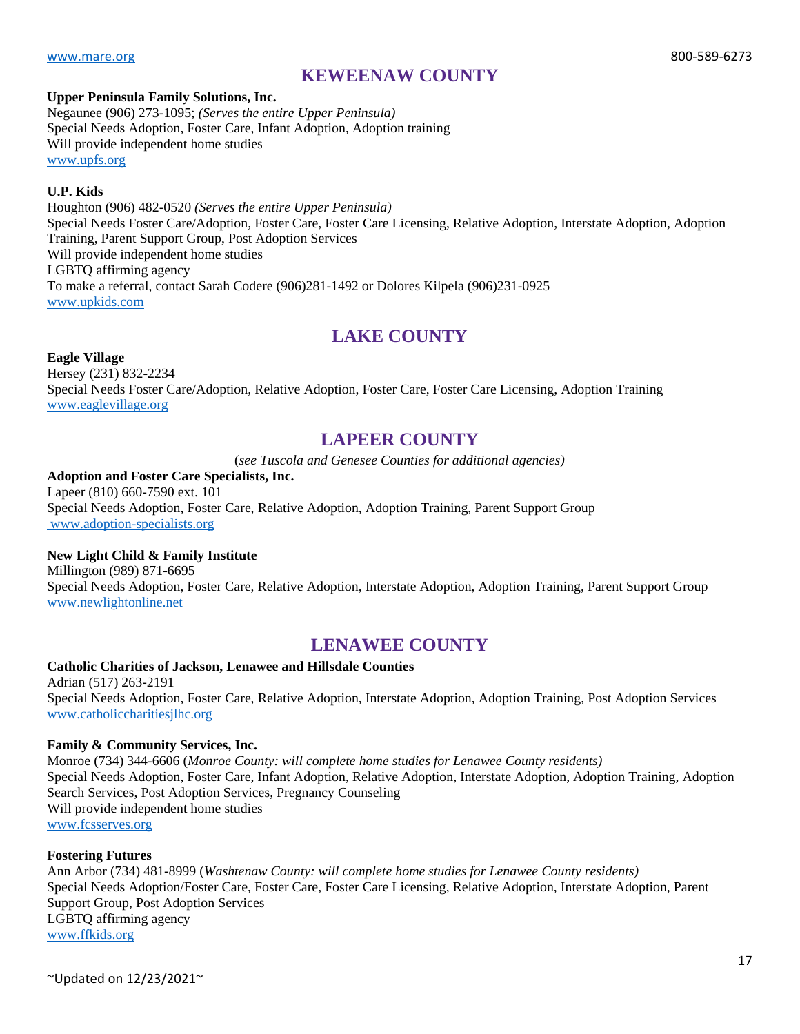## KEWEENAW COUNTY

**Upper Peninsula Family Solutions, Inc.**
Negaunee (906) 273-1095; *(Serves the entire Upper Peninsula)*
Special Needs Adoption, Foster Care, Infant Adoption, Adoption training
Will provide independent home studies
www.upfs.org

**U.P. Kids**
Houghton (906) 482-0520 *(Serves the entire Upper Peninsula)*
Special Needs Foster Care/Adoption, Foster Care, Foster Care Licensing, Relative Adoption, Interstate Adoption, Adoption Training, Parent Support Group, Post Adoption Services
Will provide independent home studies
LGBTQ affirming agency
To make a referral, contact Sarah Codere (906)281-1492 or Dolores Kilpela (906)231-0925
www.upkids.com

## LAKE COUNTY

**Eagle Village**
Hersey (231) 832-2234
Special Needs Foster Care/Adoption, Relative Adoption, Foster Care, Foster Care Licensing, Adoption Training
www.eaglevillage.org

## LAPEER COUNTY

(*see Tuscola and Genesee Counties for additional agencies)*

**Adoption and Foster Care Specialists, Inc.**
Lapeer (810) 660-7590 ext. 101
Special Needs Adoption, Foster Care, Relative Adoption, Adoption Training, Parent Support Group
www.adoption-specialists.org

**New Light Child & Family Institute**
Millington (989) 871-6695
Special Needs Adoption, Foster Care, Relative Adoption, Interstate Adoption, Adoption Training, Parent Support Group
www.newlightonline.net

## LENAWEE COUNTY

**Catholic Charities of Jackson, Lenawee and Hillsdale Counties**
Adrian (517) 263-2191
Special Needs Adoption, Foster Care, Relative Adoption, Interstate Adoption, Adoption Training, Post Adoption Services
www.catholiccharitiesjlhc.org

**Family & Community Services, Inc.**
Monroe (734) 344-6606 (*Monroe County: will complete home studies for Lenawee County residents)*
Special Needs Adoption, Foster Care, Infant Adoption, Relative Adoption, Interstate Adoption, Adoption Training, Adoption Search Services, Post Adoption Services, Pregnancy Counseling
Will provide independent home studies
www.fcsserves.org

**Fostering Futures**
Ann Arbor (734) 481-8999 (*Washtenaw County: will complete home studies for Lenawee County residents)*
Special Needs Adoption/Foster Care, Foster Care, Foster Care Licensing, Relative Adoption, Interstate Adoption, Parent Support Group, Post Adoption Services
LGBTQ affirming agency
www.ffkids.org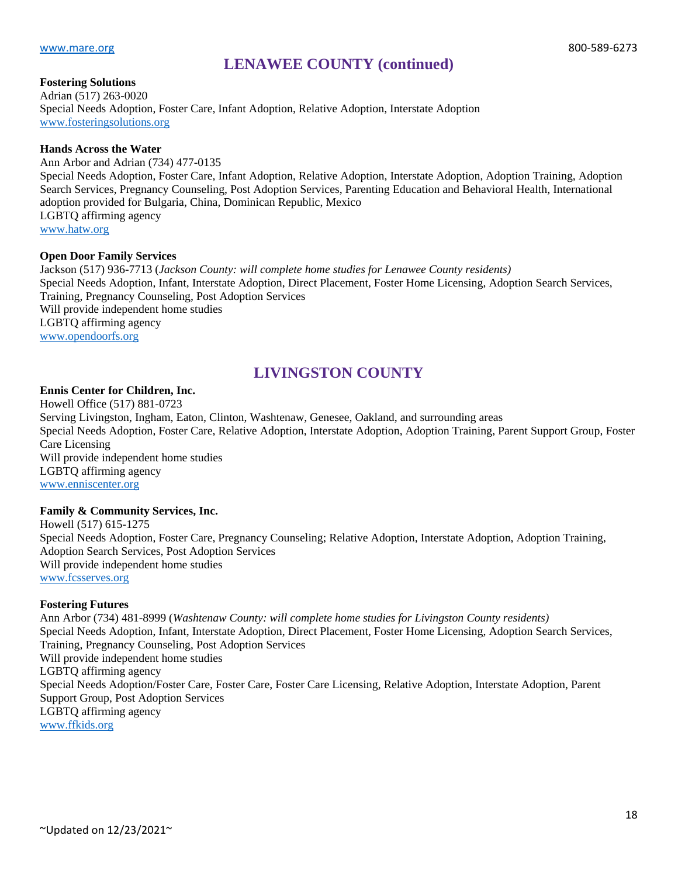## LENAWEE COUNTY (continued)

**Fostering Solutions**
Adrian (517) 263-0020
Special Needs Adoption, Foster Care, Infant Adoption, Relative Adoption, Interstate Adoption
www.fosteringsolutions.org

**Hands Across the Water**
Ann Arbor and Adrian (734) 477-0135
Special Needs Adoption, Foster Care, Infant Adoption, Relative Adoption, Interstate Adoption, Adoption Training, Adoption Search Services, Pregnancy Counseling, Post Adoption Services, Parenting Education and Behavioral Health, International adoption provided for Bulgaria, China, Dominican Republic, Mexico
LGBTQ affirming agency
www.hatw.org

**Open Door Family Services**
Jackson (517) 936-7713 (*Jackson County: will complete home studies for Lenawee County residents)*
Special Needs Adoption, Infant, Interstate Adoption, Direct Placement, Foster Home Licensing, Adoption Search Services, Training, Pregnancy Counseling, Post Adoption Services
Will provide independent home studies
LGBTQ affirming agency
www.opendoorfs.org

## LIVINGSTON COUNTY

**Ennis Center for Children, Inc.**
Howell Office (517) 881-0723
Serving Livingston, Ingham, Eaton, Clinton, Washtenaw, Genesee, Oakland, and surrounding areas
Special Needs Adoption, Foster Care, Relative Adoption, Interstate Adoption, Adoption Training, Parent Support Group, Foster Care Licensing
Will provide independent home studies
LGBTQ affirming agency
www.enniscenter.org

**Family & Community Services, Inc.**
Howell (517) 615-1275
Special Needs Adoption, Foster Care, Pregnancy Counseling; Relative Adoption, Interstate Adoption, Adoption Training, Adoption Search Services, Post Adoption Services
Will provide independent home studies
www.fcsserves.org

**Fostering Futures**
Ann Arbor (734) 481-8999 (*Washtenaw County: will complete home studies for Livingston County residents)*
Special Needs Adoption, Infant, Interstate Adoption, Direct Placement, Foster Home Licensing, Adoption Search Services, Training, Pregnancy Counseling, Post Adoption Services
Will provide independent home studies
LGBTQ affirming agency
Special Needs Adoption/Foster Care, Foster Care, Foster Care Licensing, Relative Adoption, Interstate Adoption, Parent Support Group, Post Adoption Services
LGBTQ affirming agency
www.ffkids.org

~Updated on 12/23/2021~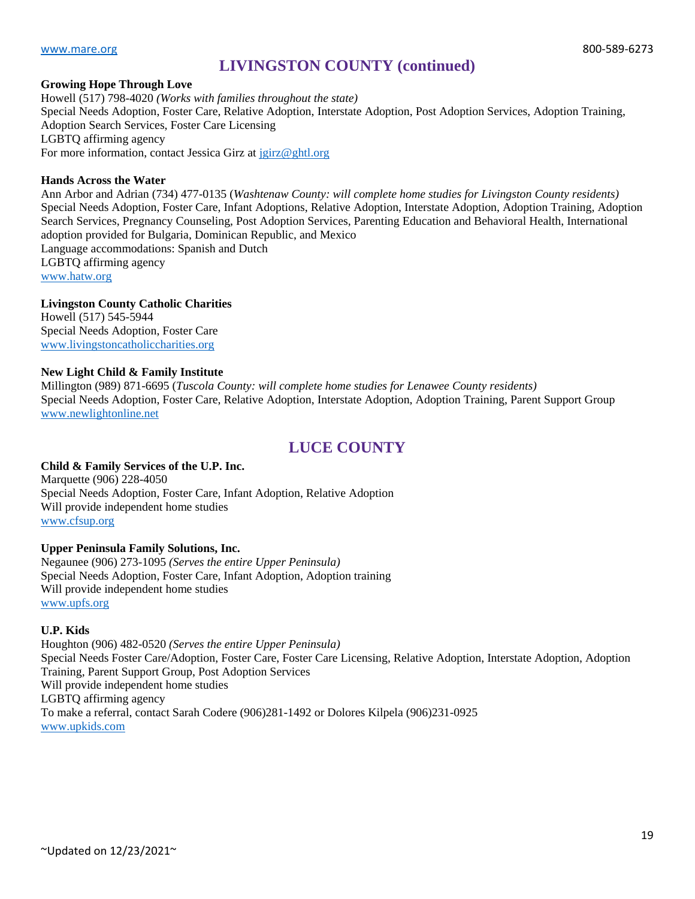## LIVINGSTON COUNTY (continued)

**Growing Hope Through Love**
Howell (517) 798-4020 *(Works with families throughout the state)*
Special Needs Adoption, Foster Care, Relative Adoption, Interstate Adoption, Post Adoption Services, Adoption Training, Adoption Search Services, Foster Care Licensing
LGBTQ affirming agency
For more information, contact Jessica Girz at jgirz@ghtl.org

**Hands Across the Water**
Ann Arbor and Adrian (734) 477-0135 (*Washtenaw County: will complete home studies for Livingston County residents)*
Special Needs Adoption, Foster Care, Infant Adoptions, Relative Adoption, Interstate Adoption, Adoption Training, Adoption Search Services, Pregnancy Counseling, Post Adoption Services, Parenting Education and Behavioral Health, International adoption provided for Bulgaria, Dominican Republic, and Mexico
Language accommodations: Spanish and Dutch
LGBTQ affirming agency
www.hatw.org

**Livingston County Catholic Charities**
Howell (517) 545-5944
Special Needs Adoption, Foster Care
www.livingstoncatholiccharities.org

**New Light Child & Family Institute**
Millington (989) 871-6695 (*Tuscola County: will complete home studies for Lenawee County residents)*
Special Needs Adoption, Foster Care, Relative Adoption, Interstate Adoption, Adoption Training, Parent Support Group
www.newlightonline.net

## LUCE COUNTY

**Child & Family Services of the U.P. Inc.**
Marquette (906) 228-4050
Special Needs Adoption, Foster Care, Infant Adoption, Relative Adoption
Will provide independent home studies
www.cfsup.org

**Upper Peninsula Family Solutions, Inc.**
Negaunee (906) 273-1095 *(Serves the entire Upper Peninsula)*
Special Needs Adoption, Foster Care, Infant Adoption, Adoption training
Will provide independent home studies
www.upfs.org

**U.P. Kids**
Houghton (906) 482-0520 *(Serves the entire Upper Peninsula)*
Special Needs Foster Care/Adoption, Foster Care, Foster Care Licensing, Relative Adoption, Interstate Adoption, Adoption Training, Parent Support Group, Post Adoption Services
Will provide independent home studies
LGBTQ affirming agency
To make a referral, contact Sarah Codere (906)281-1492 or Dolores Kilpela (906)231-0925
www.upkids.com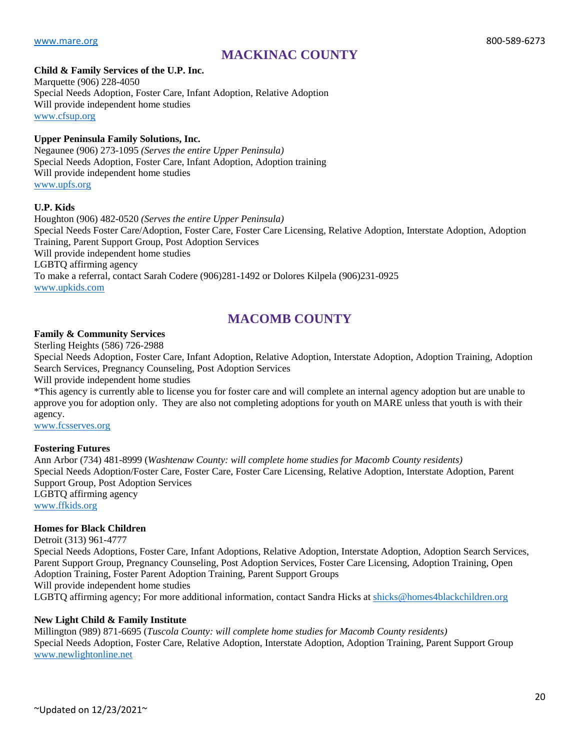## MACKINAC COUNTY

**Child & Family Services of the U.P. Inc.**
Marquette (906) 228-4050
Special Needs Adoption, Foster Care, Infant Adoption, Relative Adoption
Will provide independent home studies
www.cfsup.org

**Upper Peninsula Family Solutions, Inc.**
Negaunee (906) 273-1095 *(Serves the entire Upper Peninsula)*
Special Needs Adoption, Foster Care, Infant Adoption, Adoption training
Will provide independent home studies
www.upfs.org

**U.P. Kids**
Houghton (906) 482-0520 *(Serves the entire Upper Peninsula)*
Special Needs Foster Care/Adoption, Foster Care, Foster Care Licensing, Relative Adoption, Interstate Adoption, Adoption Training, Parent Support Group, Post Adoption Services
Will provide independent home studies
LGBTQ affirming agency
To make a referral, contact Sarah Codere (906)281-1492 or Dolores Kilpela (906)231-0925
www.upkids.com

## MACOMB COUNTY

**Family & Community Services**
Sterling Heights (586) 726-2988
Special Needs Adoption, Foster Care, Infant Adoption, Relative Adoption, Interstate Adoption, Adoption Training, Adoption Search Services, Pregnancy Counseling, Post Adoption Services
Will provide independent home studies
*This agency is currently able to license you for foster care and will complete an internal agency adoption but are unable to approve you for adoption only. They are also not completing adoptions for youth on MARE unless that youth is with their agency.
www.fcsserves.org

**Fostering Futures**
Ann Arbor (734) 481-8999 (*Washtenaw County: will complete home studies for Macomb County residents)*
Special Needs Adoption/Foster Care, Foster Care, Foster Care Licensing, Relative Adoption, Interstate Adoption, Parent Support Group, Post Adoption Services
LGBTQ affirming agency
www.ffkids.org

**Homes for Black Children**
Detroit (313) 961-4777
Special Needs Adoptions, Foster Care, Infant Adoptions, Relative Adoption, Interstate Adoption, Adoption Search Services, Parent Support Group, Pregnancy Counseling, Post Adoption Services, Foster Care Licensing, Adoption Training, Open Adoption Training, Foster Parent Adoption Training, Parent Support Groups
Will provide independent home studies
LGBTQ affirming agency; For more additional information, contact Sandra Hicks at shicks@homes4blackchildren.org

**New Light Child & Family Institute**
Millington (989) 871-6695 (*Tuscola County: will complete home studies for Macomb County residents)*
Special Needs Adoption, Foster Care, Relative Adoption, Interstate Adoption, Adoption Training, Parent Support Group
www.newlightonline.net

~Updated on 12/23/2021~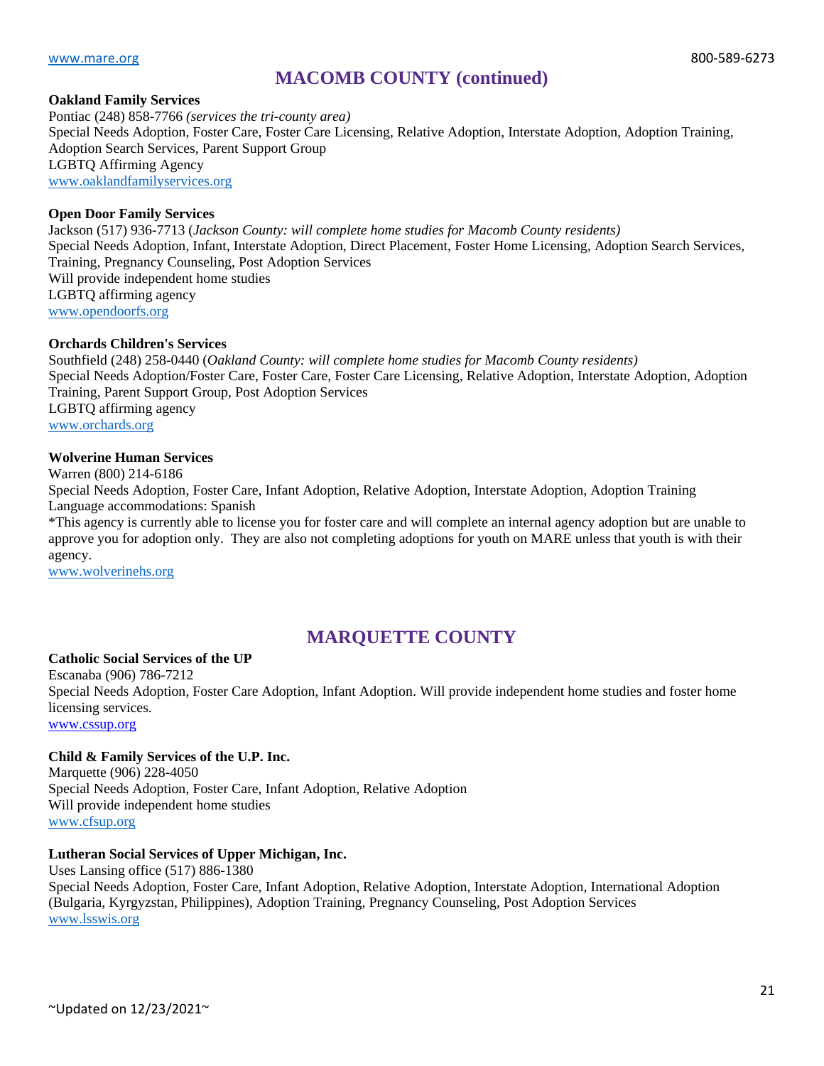## MACOMB COUNTY (continued)

**Oakland Family Services**
Pontiac (248) 858-7766 *(services the tri-county area)*
Special Needs Adoption, Foster Care, Foster Care Licensing, Relative Adoption, Interstate Adoption, Adoption Training, Adoption Search Services, Parent Support Group
LGBTQ Affirming Agency
www.oaklandfamilyservices.org

**Open Door Family Services**
Jackson (517) 936-7713 (*Jackson County: will complete home studies for Macomb County residents)*
Special Needs Adoption, Infant, Interstate Adoption, Direct Placement, Foster Home Licensing, Adoption Search Services, Training, Pregnancy Counseling, Post Adoption Services
Will provide independent home studies
LGBTQ affirming agency
www.opendoorfs.org

**Orchards Children's Services**
Southfield (248) 258-0440 (*Oakland County: will complete home studies for Macomb County residents)*
Special Needs Adoption/Foster Care, Foster Care, Foster Care Licensing, Relative Adoption, Interstate Adoption, Adoption Training, Parent Support Group, Post Adoption Services
LGBTQ affirming agency
www.orchards.org

**Wolverine Human Services**
Warren (800) 214-6186
Special Needs Adoption, Foster Care, Infant Adoption, Relative Adoption, Interstate Adoption, Adoption Training
Language accommodations: Spanish
*This agency is currently able to license you for foster care and will complete an internal agency adoption but are unable to approve you for adoption only. They are also not completing adoptions for youth on MARE unless that youth is with their agency.
www.wolverinehs.org

## MARQUETTE COUNTY

**Catholic Social Services of the UP**
Escanaba (906) 786-7212
Special Needs Adoption, Foster Care Adoption, Infant Adoption. Will provide independent home studies and foster home licensing services.
www.cssup.org

**Child & Family Services of the U.P. Inc.**
Marquette (906) 228-4050
Special Needs Adoption, Foster Care, Infant Adoption, Relative Adoption
Will provide independent home studies
www.cfsup.org

**Lutheran Social Services of Upper Michigan, Inc.**
Uses Lansing office (517) 886-1380
Special Needs Adoption, Foster Care, Infant Adoption, Relative Adoption, Interstate Adoption, International Adoption (Bulgaria, Kyrgyzstan, Philippines), Adoption Training, Pregnancy Counseling, Post Adoption Services
www.lsswis.org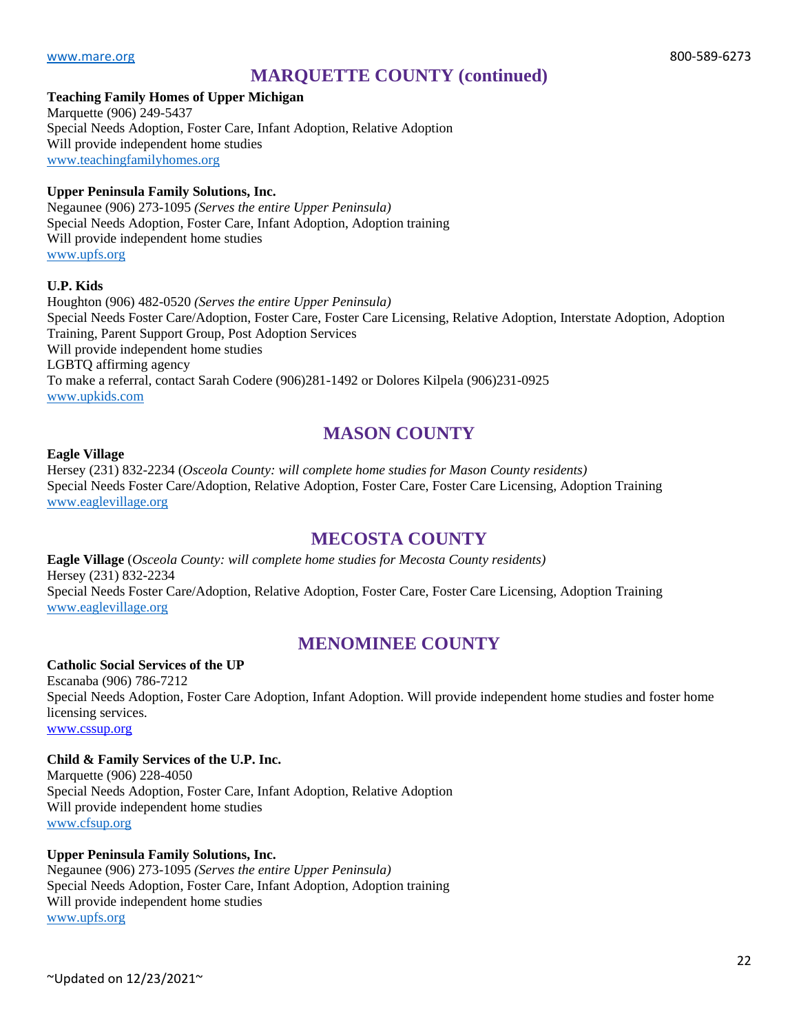## MARQUETTE COUNTY (continued)

**Teaching Family Homes of Upper Michigan**
Marquette (906) 249-5437
Special Needs Adoption, Foster Care, Infant Adoption, Relative Adoption
Will provide independent home studies
www.teachingfamilyhomes.org

**Upper Peninsula Family Solutions, Inc.**
Negaunee (906) 273-1095 *(Serves the entire Upper Peninsula)*
Special Needs Adoption, Foster Care, Infant Adoption, Adoption training
Will provide independent home studies
www.upfs.org

**U.P. Kids**
Houghton (906) 482-0520 *(Serves the entire Upper Peninsula)*
Special Needs Foster Care/Adoption, Foster Care, Foster Care Licensing, Relative Adoption, Interstate Adoption, Adoption Training, Parent Support Group, Post Adoption Services
Will provide independent home studies
LGBTQ affirming agency
To make a referral, contact Sarah Codere (906)281-1492 or Dolores Kilpela (906)231-0925
www.upkids.com

## MASON COUNTY

**Eagle Village**
Hersey (231) 832-2234 (*Osceola County: will complete home studies for Mason County residents)*
Special Needs Foster Care/Adoption, Relative Adoption, Foster Care, Foster Care Licensing, Adoption Training
www.eaglevillage.org

## MECOSTA COUNTY

**Eagle Village** (*Osceola County: will complete home studies for Mecosta County residents)*
Hersey (231) 832-2234
Special Needs Foster Care/Adoption, Relative Adoption, Foster Care, Foster Care Licensing, Adoption Training
www.eaglevillage.org

## MENOMINEE COUNTY

**Catholic Social Services of the UP**
Escanaba (906) 786-7212
Special Needs Adoption, Foster Care Adoption, Infant Adoption. Will provide independent home studies and foster home licensing services.
www.cssup.org

**Child & Family Services of the U.P. Inc.**
Marquette (906) 228-4050
Special Needs Adoption, Foster Care, Infant Adoption, Relative Adoption
Will provide independent home studies
www.cfsup.org

**Upper Peninsula Family Solutions, Inc.**
Negaunee (906) 273-1095 *(Serves the entire Upper Peninsula)*
Special Needs Adoption, Foster Care, Infant Adoption, Adoption training
Will provide independent home studies
www.upfs.org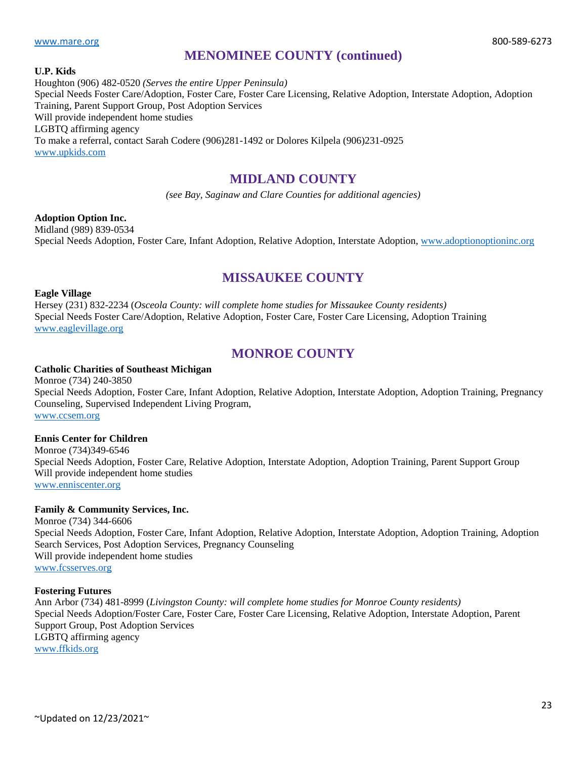## MENOMINEE COUNTY (continued)

**U.P. Kids**
Houghton (906) 482-0520 *(Serves the entire Upper Peninsula)*
Special Needs Foster Care/Adoption, Foster Care, Foster Care Licensing, Relative Adoption, Interstate Adoption, Adoption Training, Parent Support Group, Post Adoption Services
Will provide independent home studies
LGBTQ affirming agency
To make a referral, contact Sarah Codere (906)281-1492 or Dolores Kilpela (906)231-0925
www.upkids.com

## MIDLAND COUNTY

*(see Bay, Saginaw and Clare Counties for additional agencies)*

**Adoption Option Inc.**
Midland (989) 839-0534
Special Needs Adoption, Foster Care, Infant Adoption, Relative Adoption, Interstate Adoption, www.adoptionoptioninc.org

## MISSAUKEE COUNTY

**Eagle Village**
Hersey (231) 832-2234 (*Osceola County: will complete home studies for Missaukee County residents)*
Special Needs Foster Care/Adoption, Relative Adoption, Foster Care, Foster Care Licensing, Adoption Training
www.eaglevillage.org

## MONROE COUNTY

**Catholic Charities of Southeast Michigan**
Monroe (734) 240-3850
Special Needs Adoption, Foster Care, Infant Adoption, Relative Adoption, Interstate Adoption, Adoption Training, Pregnancy Counseling, Supervised Independent Living Program,
www.ccsem.org

**Ennis Center for Children**
Monroe (734)349-6546
Special Needs Adoption, Foster Care, Relative Adoption, Interstate Adoption, Adoption Training, Parent Support Group
Will provide independent home studies
www.enniscenter.org

**Family & Community Services, Inc.**
Monroe (734) 344-6606
Special Needs Adoption, Foster Care, Infant Adoption, Relative Adoption, Interstate Adoption, Adoption Training, Adoption Search Services, Post Adoption Services, Pregnancy Counseling
Will provide independent home studies
www.fcsserves.org

**Fostering Futures**
Ann Arbor (734) 481-8999 (*Livingston County: will complete home studies for Monroe County residents)*
Special Needs Adoption/Foster Care, Foster Care, Foster Care Licensing, Relative Adoption, Interstate Adoption, Parent Support Group, Post Adoption Services
LGBTQ affirming agency
www.ffkids.org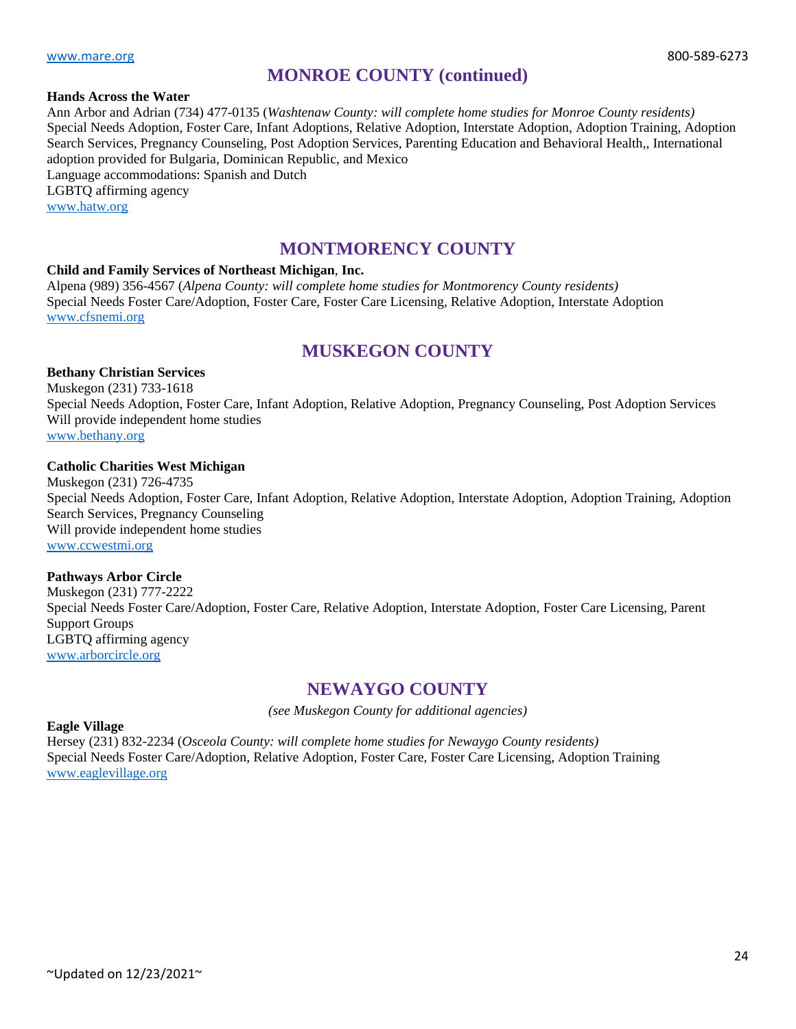## MONROE COUNTY (continued)

**Hands Across the Water**
Ann Arbor and Adrian (734) 477-0135 (*Washtenaw County: will complete home studies for Monroe County residents)*
Special Needs Adoption, Foster Care, Infant Adoptions, Relative Adoption, Interstate Adoption, Adoption Training, Adoption Search Services, Pregnancy Counseling, Post Adoption Services, Parenting Education and Behavioral Health,, International adoption provided for Bulgaria, Dominican Republic, and Mexico
Language accommodations: Spanish and Dutch
LGBTQ affirming agency
www.hatw.org

## MONTMORENCY COUNTY

**Child and Family Services of Northeast Michigan**, **Inc.**
Alpena (989) 356-4567 (*Alpena County: will complete home studies for Montmorency County residents)*
Special Needs Foster Care/Adoption, Foster Care, Foster Care Licensing, Relative Adoption, Interstate Adoption
www.cfsnemi.org

## MUSKEGON COUNTY

**Bethany Christian Services**
Muskegon (231) 733-1618
Special Needs Adoption, Foster Care, Infant Adoption, Relative Adoption, Pregnancy Counseling, Post Adoption Services
Will provide independent home studies
www.bethany.org

**Catholic Charities West Michigan**
Muskegon (231) 726-4735
Special Needs Adoption, Foster Care, Infant Adoption, Relative Adoption, Interstate Adoption, Adoption Training, Adoption Search Services, Pregnancy Counseling
Will provide independent home studies
www.ccwestmi.org

**Pathways Arbor Circle**
Muskegon (231) 777-2222
Special Needs Foster Care/Adoption, Foster Care, Relative Adoption, Interstate Adoption, Foster Care Licensing, Parent Support Groups
LGBTQ affirming agency
www.arborcircle.org

## NEWAYGO COUNTY

*(see Muskegon County for additional agencies)*

**Eagle Village**
Hersey (231) 832-2234 (*Osceola County: will complete home studies for Newaygo County residents)*
Special Needs Foster Care/Adoption, Relative Adoption, Foster Care, Foster Care Licensing, Adoption Training
www.eaglevillage.org

~Updated on 12/23/2021~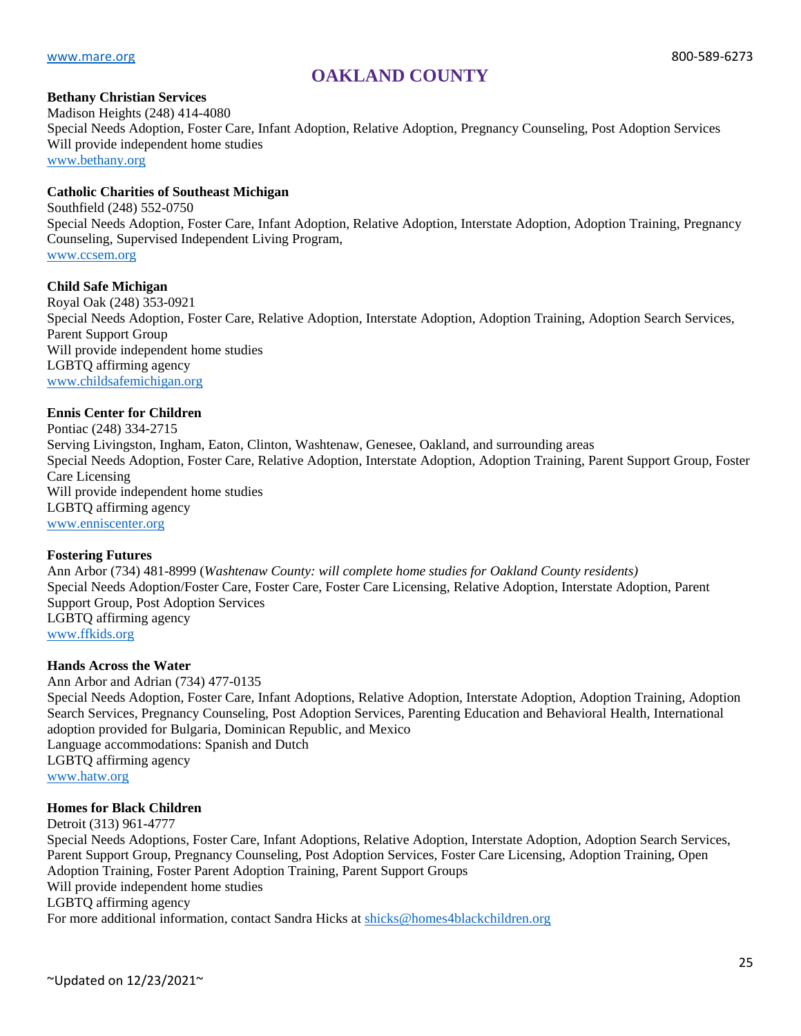# OAKLAND COUNTY

**Bethany Christian Services**
Madison Heights (248) 414-4080
Special Needs Adoption, Foster Care, Infant Adoption, Relative Adoption, Pregnancy Counseling, Post Adoption Services
Will provide independent home studies
www.bethany.org

**Catholic Charities of Southeast Michigan**
Southfield (248) 552-0750
Special Needs Adoption, Foster Care, Infant Adoption, Relative Adoption, Interstate Adoption, Adoption Training, Pregnancy Counseling, Supervised Independent Living Program,
www.ccsem.org

**Child Safe Michigan**
Royal Oak (248) 353-0921
Special Needs Adoption, Foster Care, Relative Adoption, Interstate Adoption, Adoption Training, Adoption Search Services, Parent Support Group
Will provide independent home studies
LGBTQ affirming agency
www.childsafemichigan.org

**Ennis Center for Children**
Pontiac (248) 334-2715
Serving Livingston, Ingham, Eaton, Clinton, Washtenaw, Genesee, Oakland, and surrounding areas
Special Needs Adoption, Foster Care, Relative Adoption, Interstate Adoption, Adoption Training, Parent Support Group, Foster Care Licensing
Will provide independent home studies
LGBTQ affirming agency
www.enniscenter.org

**Fostering Futures**
Ann Arbor (734) 481-8999 (*Washtenaw County: will complete home studies for Oakland County residents)*
Special Needs Adoption/Foster Care, Foster Care, Foster Care Licensing, Relative Adoption, Interstate Adoption, Parent Support Group, Post Adoption Services
LGBTQ affirming agency
www.ffkids.org

**Hands Across the Water**
Ann Arbor and Adrian (734) 477-0135
Special Needs Adoption, Foster Care, Infant Adoptions, Relative Adoption, Interstate Adoption, Adoption Training, Adoption Search Services, Pregnancy Counseling, Post Adoption Services, Parenting Education and Behavioral Health, International adoption provided for Bulgaria, Dominican Republic, and Mexico
Language accommodations: Spanish and Dutch
LGBTQ affirming agency
www.hatw.org

**Homes for Black Children**
Detroit (313) 961-4777
Special Needs Adoptions, Foster Care, Infant Adoptions, Relative Adoption, Interstate Adoption, Adoption Search Services, Parent Support Group, Pregnancy Counseling, Post Adoption Services, Foster Care Licensing, Adoption Training, Open Adoption Training, Foster Parent Adoption Training, Parent Support Groups
Will provide independent home studies
LGBTQ affirming agency
For more additional information, contact Sandra Hicks at shicks@homes4blackchildren.org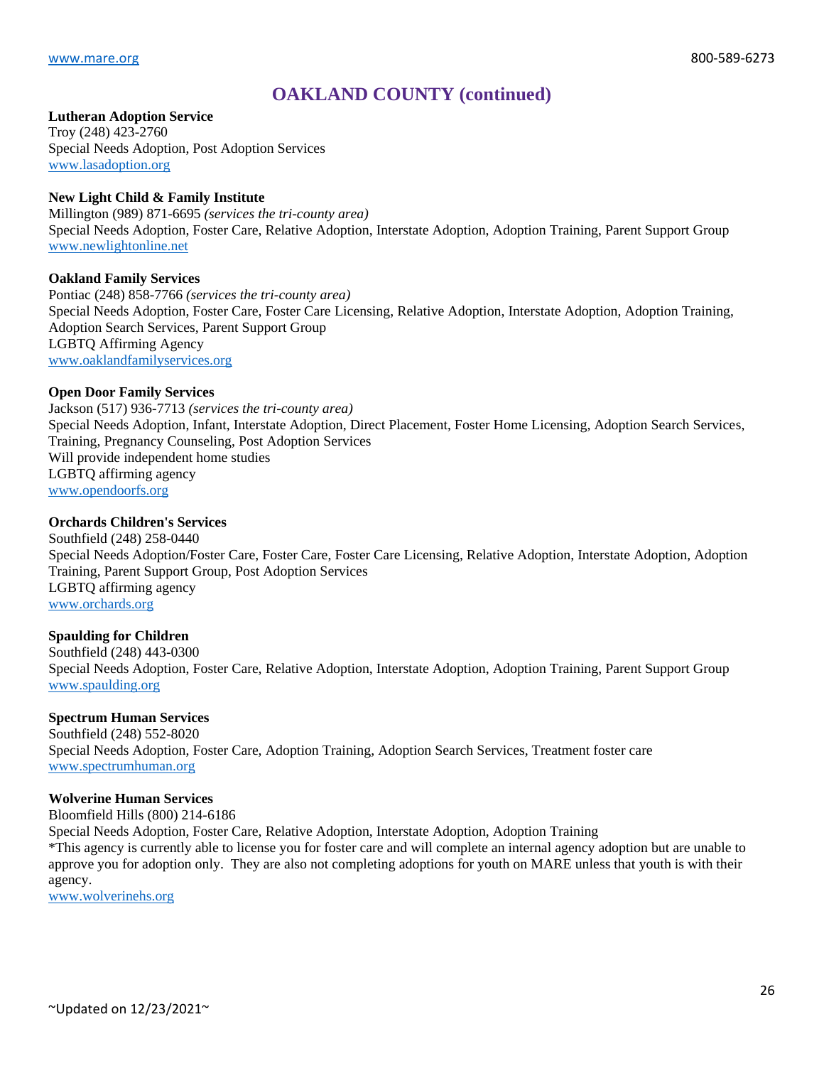## OAKLAND COUNTY (continued)

**Lutheran Adoption Service**
Troy (248) 423-2760
Special Needs Adoption, Post Adoption Services
www.lasadoption.org

**New Light Child & Family Institute**
Millington (989) 871-6695 *(services the tri-county area)*
Special Needs Adoption, Foster Care, Relative Adoption, Interstate Adoption, Adoption Training, Parent Support Group
www.newlightonline.net

**Oakland Family Services**
Pontiac (248) 858-7766 *(services the tri-county area)*
Special Needs Adoption, Foster Care, Foster Care Licensing, Relative Adoption, Interstate Adoption, Adoption Training, Adoption Search Services, Parent Support Group
LGBTQ Affirming Agency
www.oaklandfamilyservices.org

**Open Door Family Services**
Jackson (517) 936-7713 *(services the tri-county area)*
Special Needs Adoption, Infant, Interstate Adoption, Direct Placement, Foster Home Licensing, Adoption Search Services, Training, Pregnancy Counseling, Post Adoption Services
Will provide independent home studies
LGBTQ affirming agency
www.opendoorfs.org

**Orchards Children's Services**
Southfield (248) 258-0440
Special Needs Adoption/Foster Care, Foster Care, Foster Care Licensing, Relative Adoption, Interstate Adoption, Adoption Training, Parent Support Group, Post Adoption Services
LGBTQ affirming agency
www.orchards.org

**Spaulding for Children**
Southfield (248) 443-0300
Special Needs Adoption, Foster Care, Relative Adoption, Interstate Adoption, Adoption Training, Parent Support Group
www.spaulding.org

**Spectrum Human Services**
Southfield (248) 552-8020
Special Needs Adoption, Foster Care, Adoption Training, Adoption Search Services, Treatment foster care
www.spectrumhuman.org

**Wolverine Human Services**
Bloomfield Hills (800) 214-6186
Special Needs Adoption, Foster Care, Relative Adoption, Interstate Adoption, Adoption Training
*This agency is currently able to license you for foster care and will complete an internal agency adoption but are unable to approve you for adoption only. They are also not completing adoptions for youth on MARE unless that youth is with their agency.
www.wolverinehs.org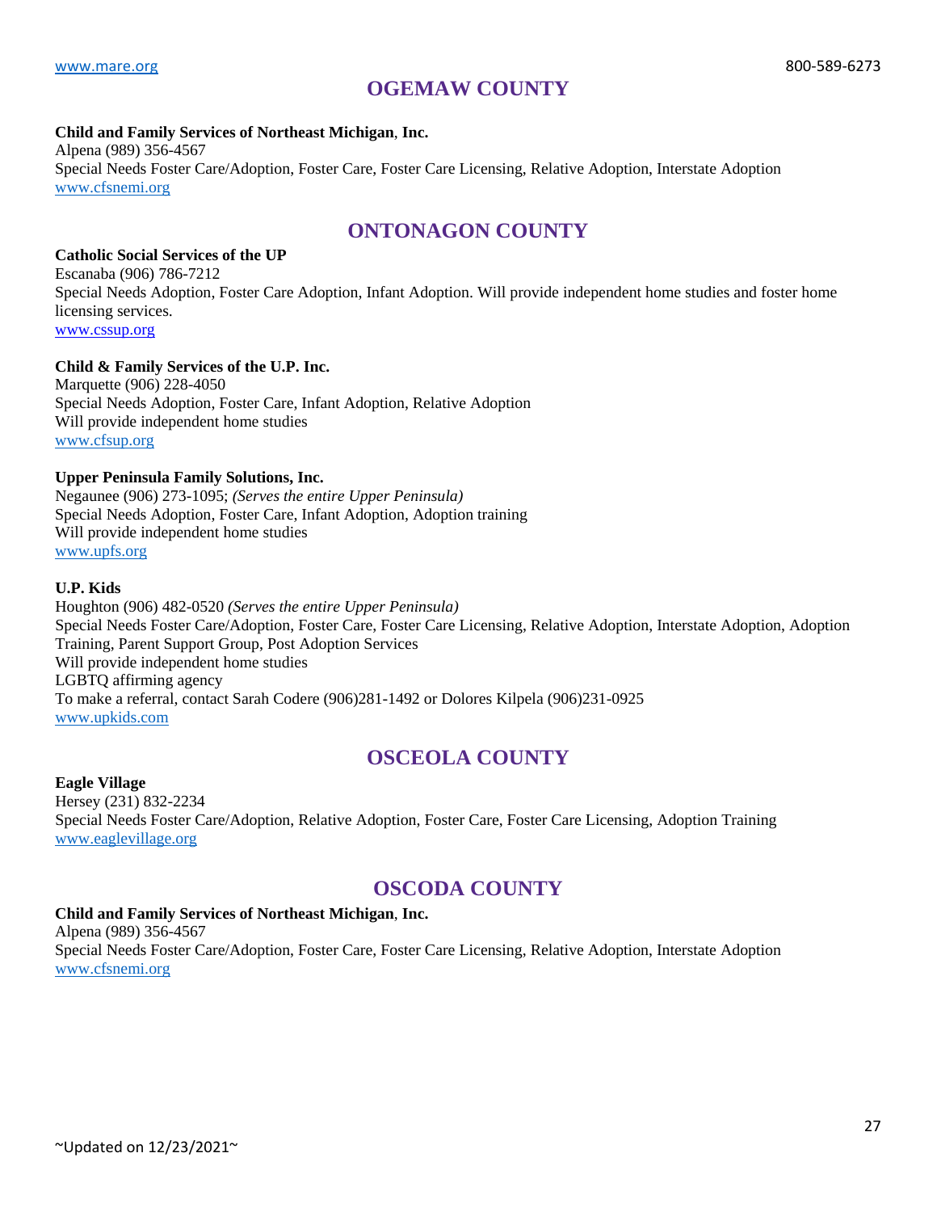## OGEMAW COUNTY

**Child and Family Services of Northeast Michigan, Inc.**
Alpena (989) 356-4567
Special Needs Foster Care/Adoption, Foster Care, Foster Care Licensing, Relative Adoption, Interstate Adoption
www.cfsnemi.org

## ONTONAGON COUNTY

**Catholic Social Services of the UP**
Escanaba (906) 786-7212
Special Needs Adoption, Foster Care Adoption, Infant Adoption. Will provide independent home studies and foster home licensing services.
www.cssup.org

**Child & Family Services of the U.P. Inc.**
Marquette (906) 228-4050
Special Needs Adoption, Foster Care, Infant Adoption, Relative Adoption
Will provide independent home studies
www.cfsup.org

**Upper Peninsula Family Solutions, Inc.**
Negaunee (906) 273-1095; *(Serves the entire Upper Peninsula)*
Special Needs Adoption, Foster Care, Infant Adoption, Adoption training
Will provide independent home studies
www.upfs.org

**U.P. Kids**
Houghton (906) 482-0520 *(Serves the entire Upper Peninsula)*
Special Needs Foster Care/Adoption, Foster Care, Foster Care Licensing, Relative Adoption, Interstate Adoption, Adoption Training, Parent Support Group, Post Adoption Services
Will provide independent home studies
LGBTQ affirming agency
To make a referral, contact Sarah Codere (906)281-1492 or Dolores Kilpela (906)231-0925
www.upkids.com

## OSCEOLA COUNTY

**Eagle Village**
Hersey (231) 832-2234
Special Needs Foster Care/Adoption, Relative Adoption, Foster Care, Foster Care Licensing, Adoption Training
www.eaglevillage.org

## OSCODA COUNTY

**Child and Family Services of Northeast Michigan, Inc.**
Alpena (989) 356-4567
Special Needs Foster Care/Adoption, Foster Care, Foster Care Licensing, Relative Adoption, Interstate Adoption
www.cfsnemi.org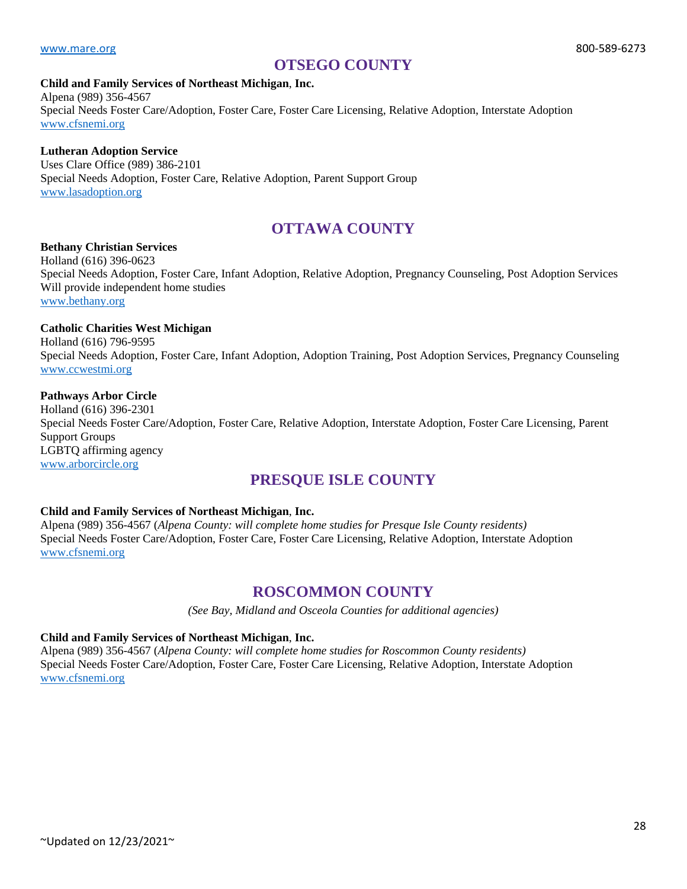## OTSEGO COUNTY

**Child and Family Services of Northeast Michigan, Inc.**
Alpena (989) 356-4567
Special Needs Foster Care/Adoption, Foster Care, Foster Care Licensing, Relative Adoption, Interstate Adoption
www.cfsnemi.org

**Lutheran Adoption Service**
Uses Clare Office (989) 386-2101
Special Needs Adoption, Foster Care, Relative Adoption, Parent Support Group
www.lasadoption.org

## OTTAWA COUNTY

**Bethany Christian Services**
Holland (616) 396-0623
Special Needs Adoption, Foster Care, Infant Adoption, Relative Adoption, Pregnancy Counseling, Post Adoption Services
Will provide independent home studies
www.bethany.org

**Catholic Charities West Michigan**
Holland (616) 796-9595
Special Needs Adoption, Foster Care, Infant Adoption, Adoption Training, Post Adoption Services, Pregnancy Counseling
www.ccwestmi.org

**Pathways Arbor Circle**
Holland (616) 396-2301
Special Needs Foster Care/Adoption, Foster Care, Relative Adoption, Interstate Adoption, Foster Care Licensing, Parent Support Groups
LGBTQ affirming agency
www.arborcircle.org

## PRESQUE ISLE COUNTY

**Child and Family Services of Northeast Michigan, Inc.**
Alpena (989) 356-4567 (*Alpena County: will complete home studies for Presque Isle County residents)*
Special Needs Foster Care/Adoption, Foster Care, Foster Care Licensing, Relative Adoption, Interstate Adoption
www.cfsnemi.org

## ROSCOMMON COUNTY

*(See Bay, Midland and Osceola Counties for additional agencies)*

**Child and Family Services of Northeast Michigan, Inc.**
Alpena (989) 356-4567 (*Alpena County: will complete home studies for Roscommon County residents)*
Special Needs Foster Care/Adoption, Foster Care, Foster Care Licensing, Relative Adoption, Interstate Adoption
www.cfsnemi.org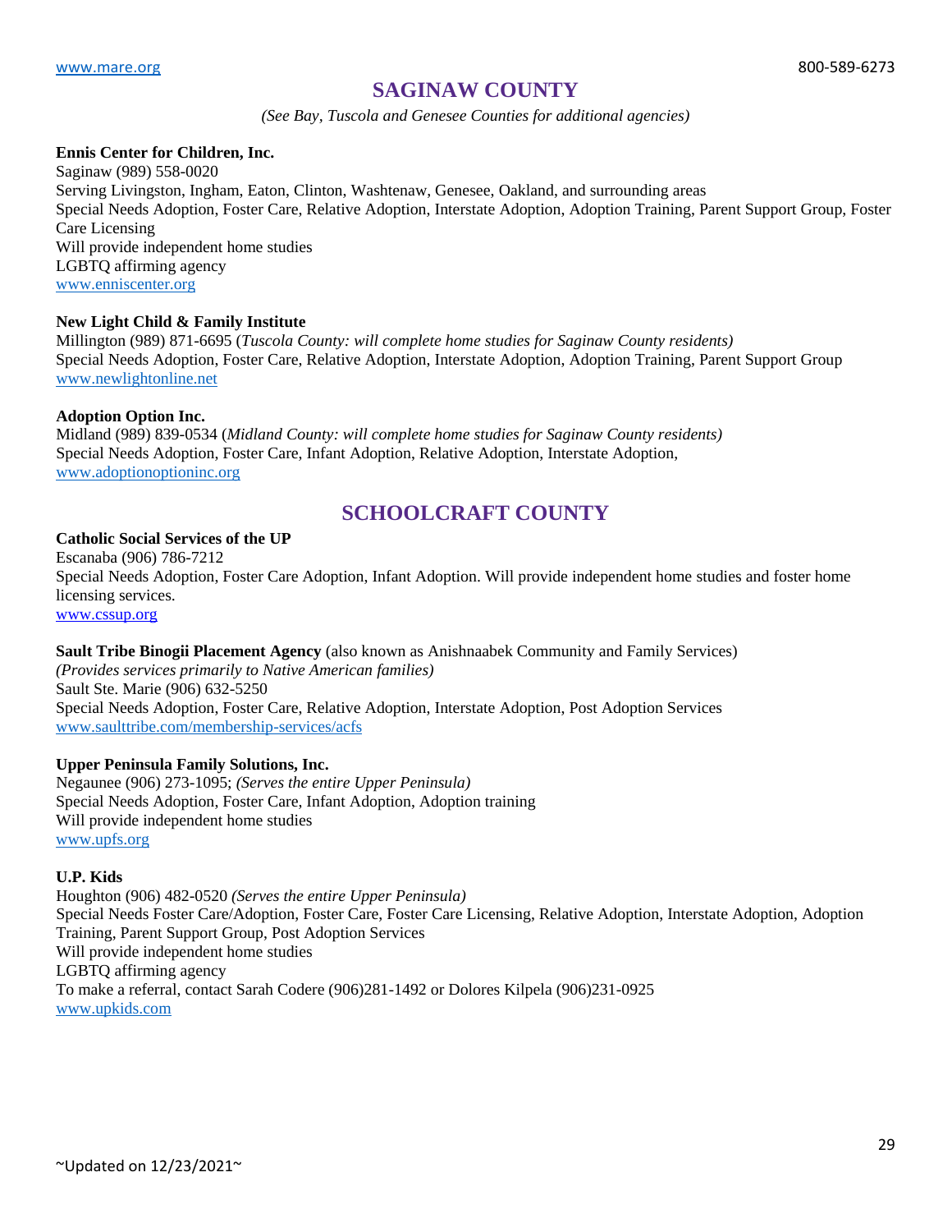## SAGINAW COUNTY

*(See Bay, Tuscola and Genesee Counties for additional agencies)*

**Ennis Center for Children, Inc.**
Saginaw (989) 558-0020
Serving Livingston, Ingham, Eaton, Clinton, Washtenaw, Genesee, Oakland, and surrounding areas
Special Needs Adoption, Foster Care, Relative Adoption, Interstate Adoption, Adoption Training, Parent Support Group, Foster Care Licensing
Will provide independent home studies
LGBTQ affirming agency
www.enniscenter.org

**New Light Child & Family Institute**
Millington (989) 871-6695 (*Tuscola County: will complete home studies for Saginaw County residents)*
Special Needs Adoption, Foster Care, Relative Adoption, Interstate Adoption, Adoption Training, Parent Support Group
www.newlightonline.net

**Adoption Option Inc.**
Midland (989) 839-0534 (*Midland County: will complete home studies for Saginaw County residents)*
Special Needs Adoption, Foster Care, Infant Adoption, Relative Adoption, Interstate Adoption,
www.adoptionoptioninc.org

## SCHOOLCRAFT COUNTY

**Catholic Social Services of the UP**
Escanaba (906) 786-7212
Special Needs Adoption, Foster Care Adoption, Infant Adoption. Will provide independent home studies and foster home licensing services.
www.cssup.org

**Sault Tribe Binogii Placement Agency** (also known as Anishnaabek Community and Family Services)
*(Provides services primarily to Native American families)*
Sault Ste. Marie (906) 632-5250
Special Needs Adoption, Foster Care, Relative Adoption, Interstate Adoption, Post Adoption Services
www.saulttribe.com/membership-services/acfs

**Upper Peninsula Family Solutions, Inc.**
Negaunee (906) 273-1095; *(Serves the entire Upper Peninsula)*
Special Needs Adoption, Foster Care, Infant Adoption, Adoption training
Will provide independent home studies
www.upfs.org

**U.P. Kids**
Houghton (906) 482-0520 *(Serves the entire Upper Peninsula)*
Special Needs Foster Care/Adoption, Foster Care, Foster Care Licensing, Relative Adoption, Interstate Adoption, Adoption Training, Parent Support Group, Post Adoption Services
Will provide independent home studies
LGBTQ affirming agency
To make a referral, contact Sarah Codere (906)281-1492 or Dolores Kilpela (906)231-0925
www.upkids.com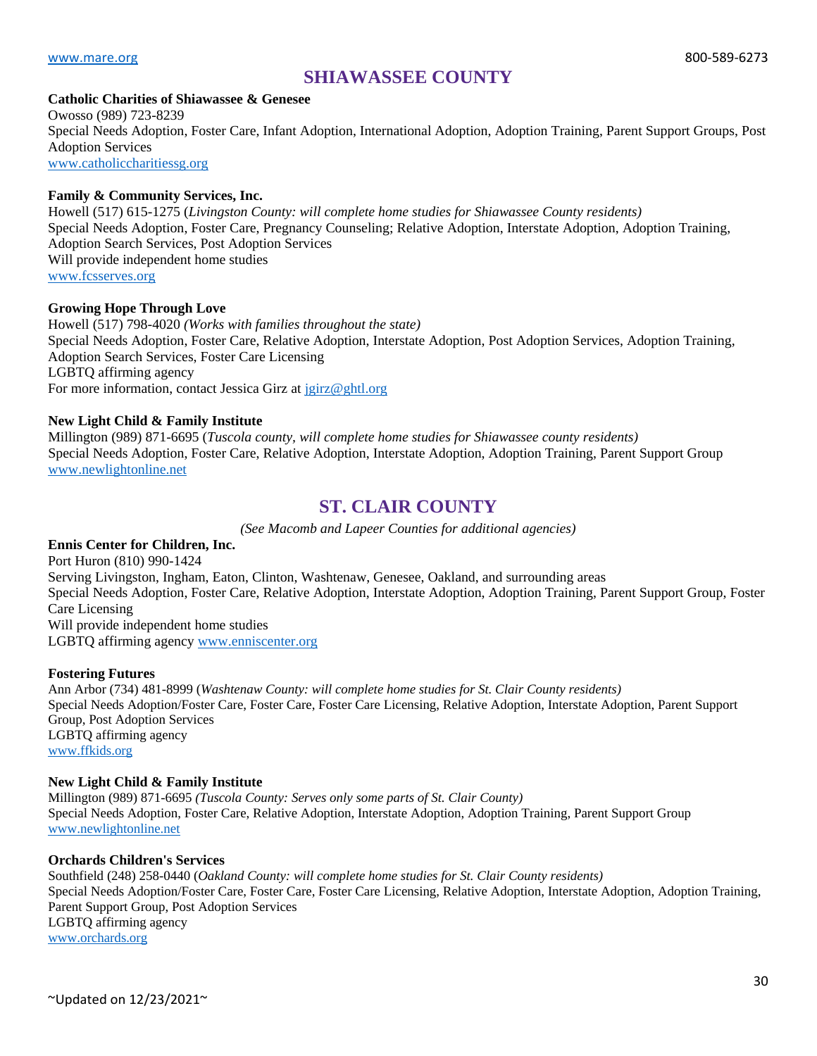## SHIAWASSEE COUNTY

**Catholic Charities of Shiawassee & Genesee**
Owosso (989) 723-8239
Special Needs Adoption, Foster Care, Infant Adoption, International Adoption, Adoption Training, Parent Support Groups, Post Adoption Services
www.catholiccharitiessg.org

**Family & Community Services, Inc.**
Howell (517) 615-1275 (*Livingston County: will complete home studies for Shiawassee County residents)*
Special Needs Adoption, Foster Care, Pregnancy Counseling; Relative Adoption, Interstate Adoption, Adoption Training, Adoption Search Services, Post Adoption Services
Will provide independent home studies
www.fcsserves.org

**Growing Hope Through Love**
Howell (517) 798-4020 *(Works with families throughout the state)*
Special Needs Adoption, Foster Care, Relative Adoption, Interstate Adoption, Post Adoption Services, Adoption Training, Adoption Search Services, Foster Care Licensing
LGBTQ affirming agency
For more information, contact Jessica Girz at jgirz@ghtl.org

**New Light Child & Family Institute**
Millington (989) 871-6695 (*Tuscola county, will complete home studies for Shiawassee county residents)*
Special Needs Adoption, Foster Care, Relative Adoption, Interstate Adoption, Adoption Training, Parent Support Group
www.newlightonline.net

## ST. CLAIR COUNTY

*(See Macomb and Lapeer Counties for additional agencies)*

**Ennis Center for Children, Inc.**
Port Huron (810) 990-1424
Serving Livingston, Ingham, Eaton, Clinton, Washtenaw, Genesee, Oakland, and surrounding areas
Special Needs Adoption, Foster Care, Relative Adoption, Interstate Adoption, Adoption Training, Parent Support Group, Foster Care Licensing
Will provide independent home studies
LGBTQ affirming agency www.enniscenter.org

**Fostering Futures**
Ann Arbor (734) 481-8999 (*Washtenaw County: will complete home studies for St. Clair County residents)*
Special Needs Adoption/Foster Care, Foster Care, Foster Care Licensing, Relative Adoption, Interstate Adoption, Parent Support Group, Post Adoption Services
LGBTQ affirming agency
www.ffkids.org

**New Light Child & Family Institute**
Millington (989) 871-6695 *(Tuscola County: Serves only some parts of St. Clair County)*
Special Needs Adoption, Foster Care, Relative Adoption, Interstate Adoption, Adoption Training, Parent Support Group
www.newlightonline.net

**Orchards Children's Services**
Southfield (248) 258-0440 (*Oakland County: will complete home studies for St. Clair County residents)*
Special Needs Adoption/Foster Care, Foster Care, Foster Care Licensing, Relative Adoption, Interstate Adoption, Adoption Training, Parent Support Group, Post Adoption Services
LGBTQ affirming agency
www.orchards.org

~Updated on 12/23/2021~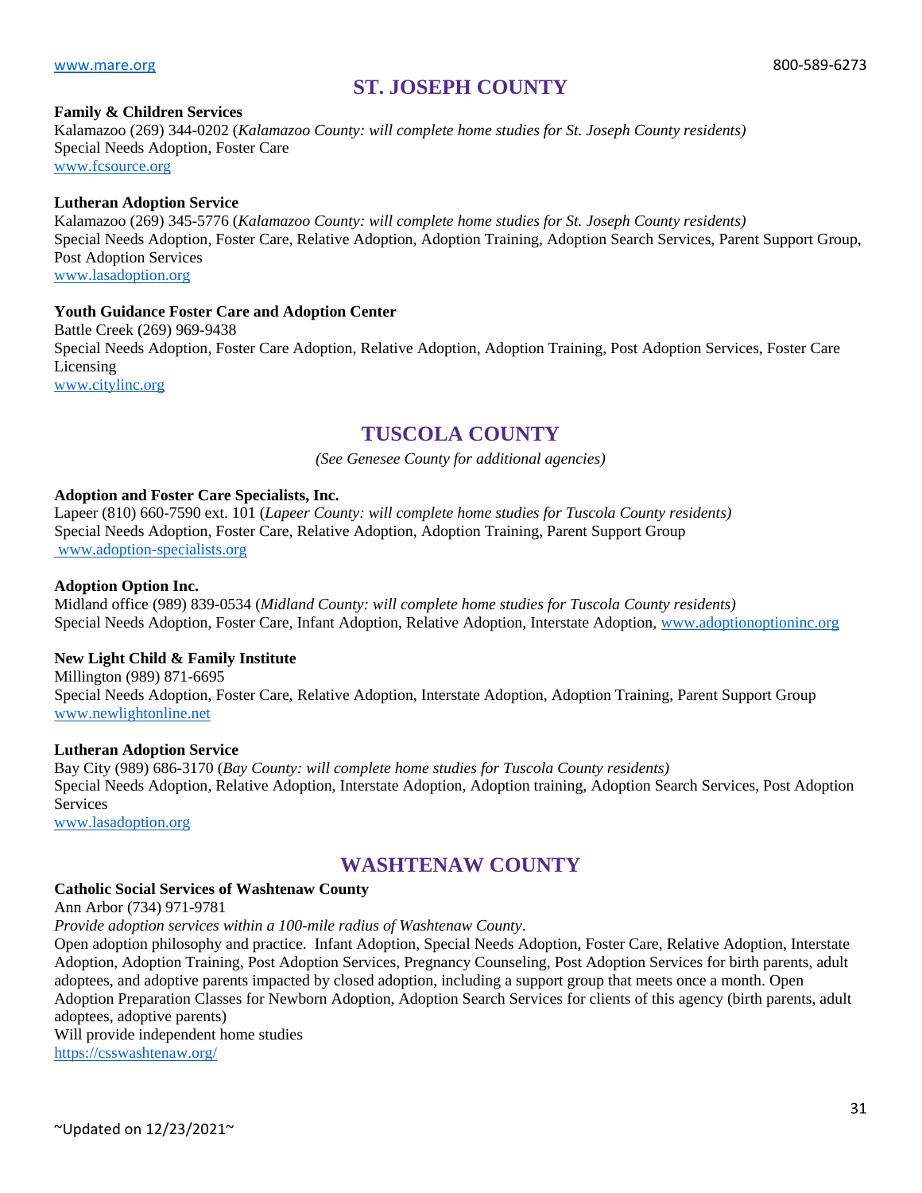## ST. JOSEPH COUNTY

**Family & Children Services**
Kalamazoo (269) 344-0202 (*Kalamazoo County: will complete home studies for St. Joseph County residents)*
Special Needs Adoption, Foster Care
www.fcsource.org

**Lutheran Adoption Service**
Kalamazoo (269) 345-5776 (*Kalamazoo County: will complete home studies for St. Joseph County residents)*
Special Needs Adoption, Foster Care, Relative Adoption, Adoption Training, Adoption Search Services, Parent Support Group, Post Adoption Services
www.lasadoption.org

**Youth Guidance Foster Care and Adoption Center**
Battle Creek (269) 969-9438
Special Needs Adoption, Foster Care Adoption, Relative Adoption, Adoption Training, Post Adoption Services, Foster Care Licensing
www.citylinc.org

## TUSCOLA COUNTY

*(See Genesee County for additional agencies)*

**Adoption and Foster Care Specialists, Inc.**
Lapeer (810) 660-7590 ext. 101 (*Lapeer County: will complete home studies for Tuscola County residents)*
Special Needs Adoption, Foster Care, Relative Adoption, Adoption Training, Parent Support Group
www.adoption-specialists.org

**Adoption Option Inc.**
Midland office (989) 839-0534 (*Midland County: will complete home studies for Tuscola County residents)*
Special Needs Adoption, Foster Care, Infant Adoption, Relative Adoption, Interstate Adoption, www.adoptionoptioninc.org

**New Light Child & Family Institute**
Millington (989) 871-6695
Special Needs Adoption, Foster Care, Relative Adoption, Interstate Adoption, Adoption Training, Parent Support Group
www.newlightonline.net

**Lutheran Adoption Service**
Bay City (989) 686-3170 (*Bay County: will complete home studies for Tuscola County residents)*
Special Needs Adoption, Relative Adoption, Interstate Adoption, Adoption training, Adoption Search Services, Post Adoption Services
www.lasadoption.org

## WASHTENAW COUNTY

**Catholic Social Services of Washtenaw County**
Ann Arbor (734) 971-9781
*Provide adoption services within a 100-mile radius of Washtenaw County*.
Open adoption philosophy and practice. Infant Adoption, Special Needs Adoption, Foster Care, Relative Adoption, Interstate Adoption, Adoption Training, Post Adoption Services, Pregnancy Counseling, Post Adoption Services for birth parents, adult adoptees, and adoptive parents impacted by closed adoption, including a support group that meets once a month. Open Adoption Preparation Classes for Newborn Adoption, Adoption Search Services for clients of this agency (birth parents, adult adoptees, adoptive parents)
Will provide independent home studies
https://csswashtenaw.org/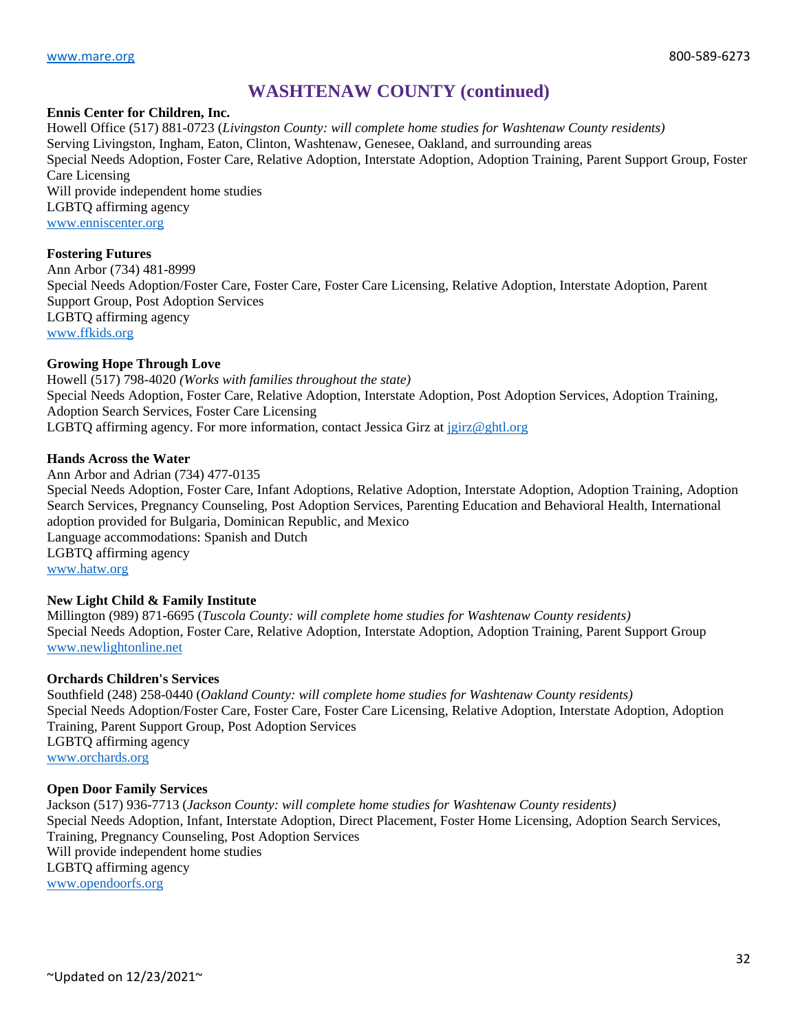## WASHTENAW COUNTY (continued)

**Ennis Center for Children, Inc.**
Howell Office (517) 881-0723 (*Livingston County: will complete home studies for Washtenaw County residents)*
Serving Livingston, Ingham, Eaton, Clinton, Washtenaw, Genesee, Oakland, and surrounding areas
Special Needs Adoption, Foster Care, Relative Adoption, Interstate Adoption, Adoption Training, Parent Support Group, Foster Care Licensing
Will provide independent home studies
LGBTQ affirming agency
www.enniscenter.org

**Fostering Futures**
Ann Arbor (734) 481-8999
Special Needs Adoption/Foster Care, Foster Care, Foster Care Licensing, Relative Adoption, Interstate Adoption, Parent Support Group, Post Adoption Services
LGBTQ affirming agency
www.ffkids.org

**Growing Hope Through Love**
Howell (517) 798-4020 *(Works with families throughout the state)*
Special Needs Adoption, Foster Care, Relative Adoption, Interstate Adoption, Post Adoption Services, Adoption Training, Adoption Search Services, Foster Care Licensing
LGBTQ affirming agency. For more information, contact Jessica Girz at jgirz@ghtl.org

**Hands Across the Water**
Ann Arbor and Adrian (734) 477-0135
Special Needs Adoption, Foster Care, Infant Adoptions, Relative Adoption, Interstate Adoption, Adoption Training, Adoption Search Services, Pregnancy Counseling, Post Adoption Services, Parenting Education and Behavioral Health, International adoption provided for Bulgaria, Dominican Republic, and Mexico
Language accommodations: Spanish and Dutch
LGBTQ affirming agency
www.hatw.org

**New Light Child & Family Institute**
Millington (989) 871-6695 (*Tuscola County: will complete home studies for Washtenaw County residents)*
Special Needs Adoption, Foster Care, Relative Adoption, Interstate Adoption, Adoption Training, Parent Support Group
www.newlightonline.net

**Orchards Children's Services**
Southfield (248) 258-0440 (*Oakland County: will complete home studies for Washtenaw County residents)*
Special Needs Adoption/Foster Care, Foster Care, Foster Care Licensing, Relative Adoption, Interstate Adoption, Adoption Training, Parent Support Group, Post Adoption Services
LGBTQ affirming agency
www.orchards.org

**Open Door Family Services**
Jackson (517) 936-7713 (*Jackson County: will complete home studies for Washtenaw County residents)*
Special Needs Adoption, Infant, Interstate Adoption, Direct Placement, Foster Home Licensing, Adoption Search Services, Training, Pregnancy Counseling, Post Adoption Services
Will provide independent home studies
LGBTQ affirming agency
www.opendoorfs.org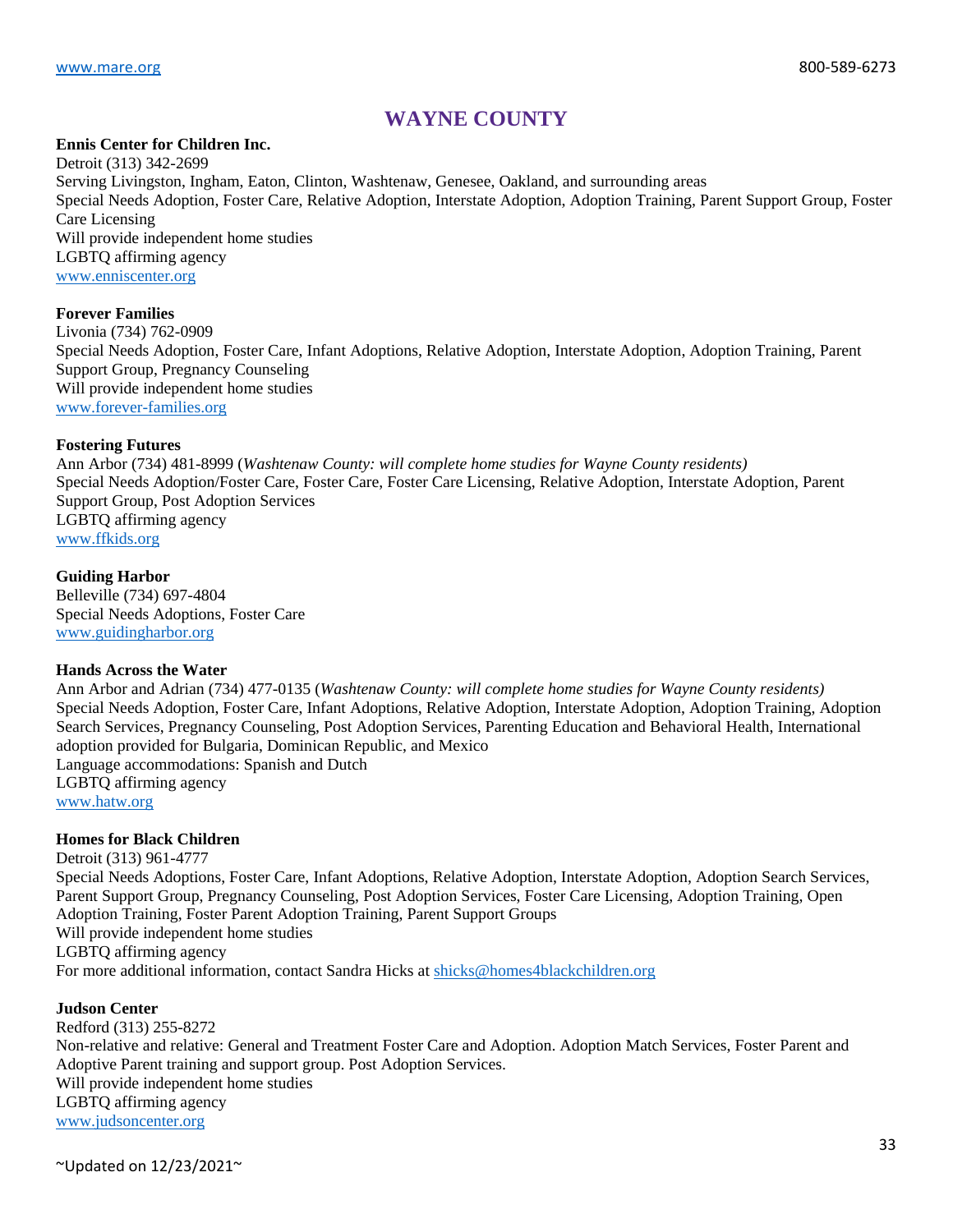# WAYNE COUNTY

**Ennis Center for Children Inc.**
Detroit (313) 342-2699
Serving Livingston, Ingham, Eaton, Clinton, Washtenaw, Genesee, Oakland, and surrounding areas
Special Needs Adoption, Foster Care, Relative Adoption, Interstate Adoption, Adoption Training, Parent Support Group, Foster Care Licensing
Will provide independent home studies
LGBTQ affirming agency
www.enniscenter.org

**Forever Families**
Livonia (734) 762-0909
Special Needs Adoption, Foster Care, Infant Adoptions, Relative Adoption, Interstate Adoption, Adoption Training, Parent Support Group, Pregnancy Counseling
Will provide independent home studies
www.forever-families.org

**Fostering Futures**
Ann Arbor (734) 481-8999 (*Washtenaw County: will complete home studies for Wayne County residents)*
Special Needs Adoption/Foster Care, Foster Care, Foster Care Licensing, Relative Adoption, Interstate Adoption, Parent Support Group, Post Adoption Services
LGBTQ affirming agency
www.ffkids.org

**Guiding Harbor**
Belleville (734) 697-4804
Special Needs Adoptions, Foster Care
www.guidingharbor.org

**Hands Across the Water**
Ann Arbor and Adrian (734) 477-0135 (*Washtenaw County: will complete home studies for Wayne County residents)*
Special Needs Adoption, Foster Care, Infant Adoptions, Relative Adoption, Interstate Adoption, Adoption Training, Adoption Search Services, Pregnancy Counseling, Post Adoption Services, Parenting Education and Behavioral Health, International adoption provided for Bulgaria, Dominican Republic, and Mexico
Language accommodations: Spanish and Dutch
LGBTQ affirming agency
www.hatw.org

**Homes for Black Children**
Detroit (313) 961-4777
Special Needs Adoptions, Foster Care, Infant Adoptions, Relative Adoption, Interstate Adoption, Adoption Search Services, Parent Support Group, Pregnancy Counseling, Post Adoption Services, Foster Care Licensing, Adoption Training, Open Adoption Training, Foster Parent Adoption Training, Parent Support Groups
Will provide independent home studies
LGBTQ affirming agency
For more additional information, contact Sandra Hicks at shicks@homes4blackchildren.org

**Judson Center**
Redford (313) 255-8272
Non-relative and relative: General and Treatment Foster Care and Adoption. Adoption Match Services, Foster Parent and Adoptive Parent training and support group. Post Adoption Services.
Will provide independent home studies
LGBTQ affirming agency
www.judsoncenter.org

~Updated on 12/23/2021~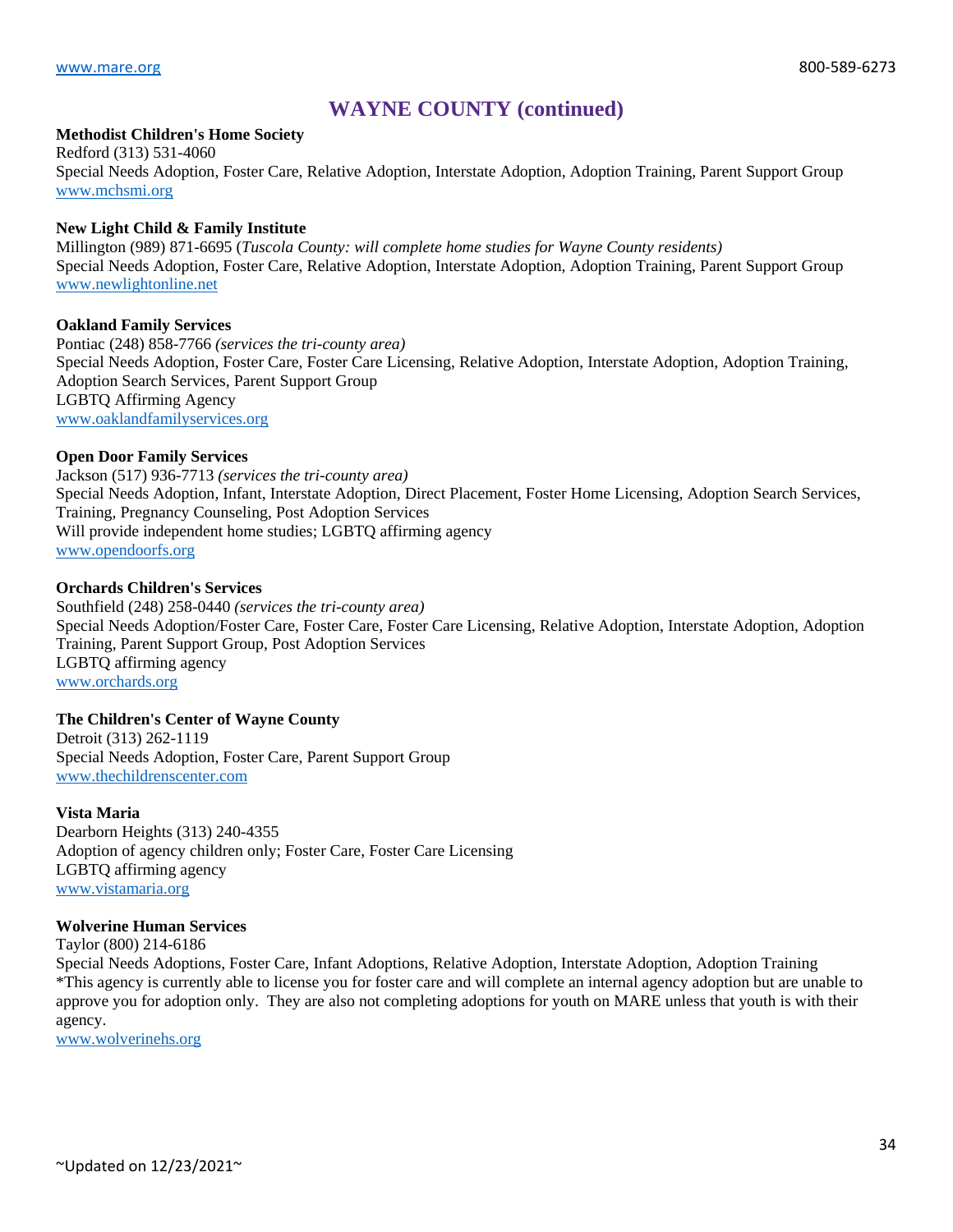## WAYNE COUNTY (continued)

**Methodist Children's Home Society**
Redford (313) 531-4060
Special Needs Adoption, Foster Care, Relative Adoption, Interstate Adoption, Adoption Training, Parent Support Group
www.mchsmi.org

**New Light Child & Family Institute**
Millington (989) 871-6695 (*Tuscola County: will complete home studies for Wayne County residents)*
Special Needs Adoption, Foster Care, Relative Adoption, Interstate Adoption, Adoption Training, Parent Support Group
www.newlightonline.net

**Oakland Family Services**
Pontiac (248) 858-7766 *(services the tri-county area)*
Special Needs Adoption, Foster Care, Foster Care Licensing, Relative Adoption, Interstate Adoption, Adoption Training, Adoption Search Services, Parent Support Group
LGBTQ Affirming Agency
www.oaklandfamilyservices.org

**Open Door Family Services**
Jackson (517) 936-7713 *(services the tri-county area)*
Special Needs Adoption, Infant, Interstate Adoption, Direct Placement, Foster Home Licensing, Adoption Search Services, Training, Pregnancy Counseling, Post Adoption Services
Will provide independent home studies; LGBTQ affirming agency
www.opendoorfs.org

**Orchards Children's Services**
Southfield (248) 258-0440 *(services the tri-county area)*
Special Needs Adoption/Foster Care, Foster Care, Foster Care Licensing, Relative Adoption, Interstate Adoption, Adoption Training, Parent Support Group, Post Adoption Services
LGBTQ affirming agency
www.orchards.org

**The Children's Center of Wayne County**
Detroit (313) 262-1119
Special Needs Adoption, Foster Care, Parent Support Group
www.thechildrenscenter.com

**Vista Maria**
Dearborn Heights (313) 240-4355
Adoption of agency children only; Foster Care, Foster Care Licensing
LGBTQ affirming agency
www.vistamaria.org

**Wolverine Human Services**
Taylor (800) 214-6186
Special Needs Adoptions, Foster Care, Infant Adoptions, Relative Adoption, Interstate Adoption, Adoption Training
*This agency is currently able to license you for foster care and will complete an internal agency adoption but are unable to approve you for adoption only. They are also not completing adoptions for youth on MARE unless that youth is with their agency.
www.wolverinehs.org

~Updated on 12/23/2021~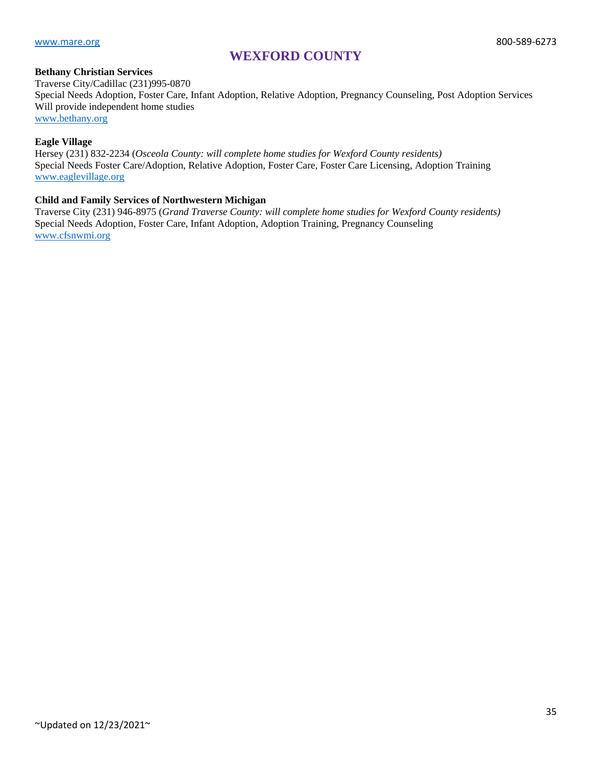## WEXFORD COUNTY

**Bethany Christian Services**
Traverse City/Cadillac (231)995-0870
Special Needs Adoption, Foster Care, Infant Adoption, Relative Adoption, Pregnancy Counseling, Post Adoption Services
Will provide independent home studies
www.bethany.org

**Eagle Village**
Hersey (231) 832-2234 (*Osceola County: will complete home studies for Wexford County residents)*
Special Needs Foster Care/Adoption, Relative Adoption, Foster Care, Foster Care Licensing, Adoption Training
www.eaglevillage.org

**Child and Family Services of Northwestern Michigan**
Traverse City (231) 946-8975 (*Grand Traverse County: will complete home studies for Wexford County residents)*
Special Needs Adoption, Foster Care, Infant Adoption, Adoption Training, Pregnancy Counseling
www.cfsnwmi.org